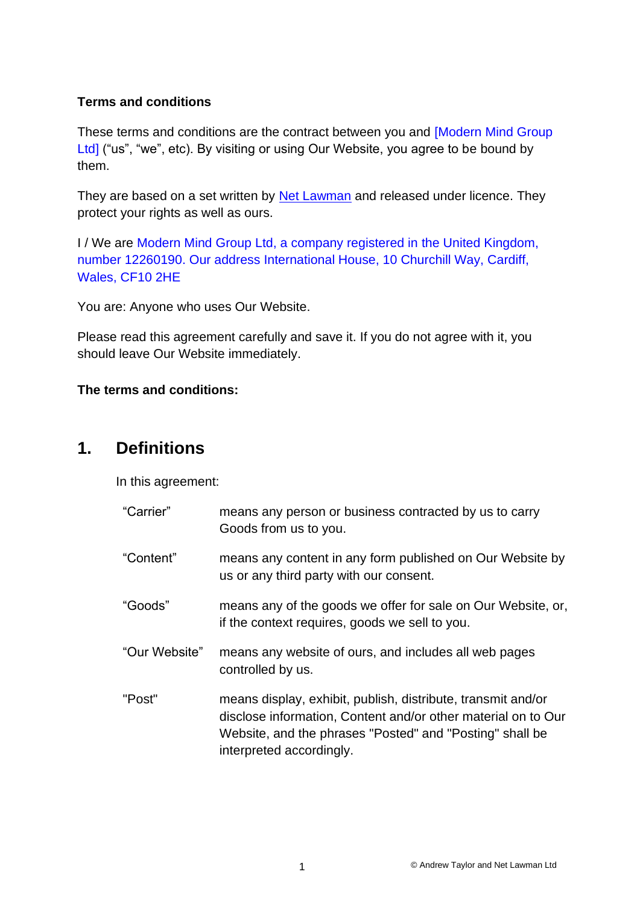**Terms and conditions**

These terms and conditions are the contract between you and [Modern Mind Group Ltd] ("us", "we", etc). By visiting or using Our Website, you agree to be bound by them.

They are based on a set written by Net Lawman and released under licence. They protect your rights as well as ours.

I / We are Modern Mind Group Ltd, a company registered in the United Kingdom, number 12260190. Our address International House, 10 Churchill Way, Cardiff, Wales, CF10 2HE

You are: Anyone who uses Our Website.

Please read this agreement carefully and save it. If you do not agree with it, you should leave Our Website immediately.

**The terms and conditions:**

## 1. Definitions

In this agreement:

| | |
|---|---|
| "Carrier" | means any person or business contracted by us to carry Goods from us to you. |
| "Content" | means any content in any form published on Our Website by us or any third party with our consent. |
| "Goods" | means any of the goods we offer for sale on Our Website, or, if the context requires, goods we sell to you. |
| "Our Website" | means any website of ours, and includes all web pages controlled by us. |
| "Post" | means display, exhibit, publish, distribute, transmit and/or disclose information, Content and/or other material on to Our Website, and the phrases "Posted" and "Posting" shall be interpreted accordingly. |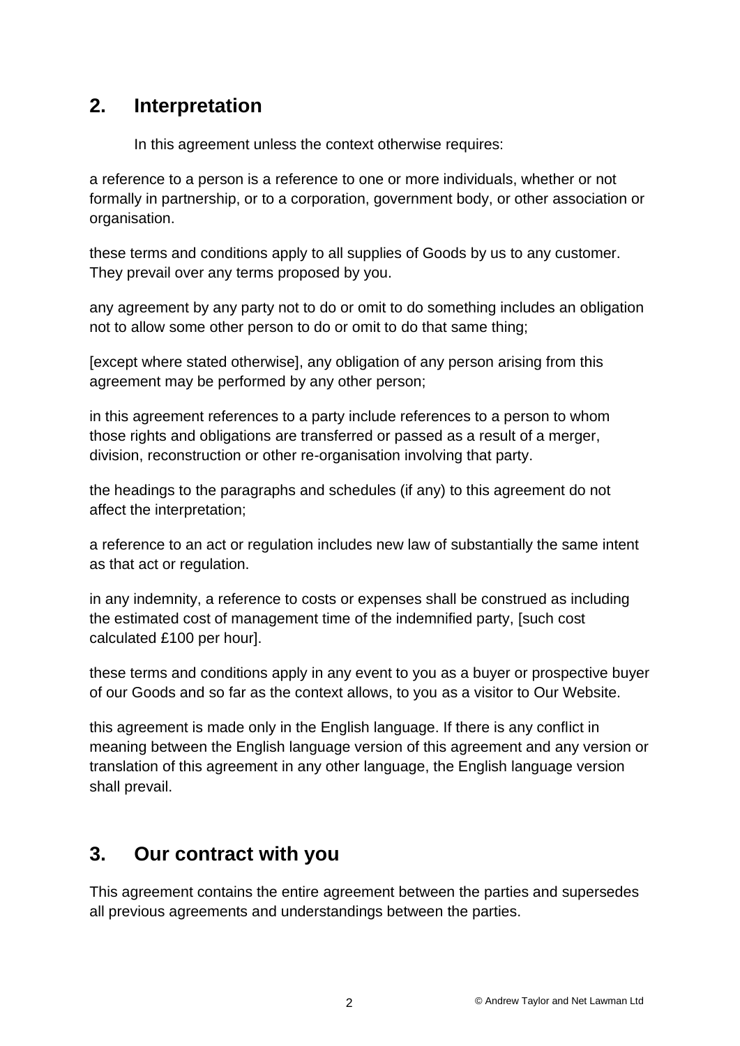## 2. Interpretation

In this agreement unless the context otherwise requires:

a reference to a person is a reference to one or more individuals, whether or not formally in partnership, or to a corporation, government body, or other association or organisation.

these terms and conditions apply to all supplies of Goods by us to any customer. They prevail over any terms proposed by you.

any agreement by any party not to do or omit to do something includes an obligation not to allow some other person to do or omit to do that same thing;

[except where stated otherwise], any obligation of any person arising from this agreement may be performed by any other person;

in this agreement references to a party include references to a person to whom those rights and obligations are transferred or passed as a result of a merger, division, reconstruction or other re-organisation involving that party.

the headings to the paragraphs and schedules (if any) to this agreement do not affect the interpretation;

a reference to an act or regulation includes new law of substantially the same intent as that act or regulation.

in any indemnity, a reference to costs or expenses shall be construed as including the estimated cost of management time of the indemnified party, [such cost calculated £100 per hour].

these terms and conditions apply in any event to you as a buyer or prospective buyer of our Goods and so far as the context allows, to you as a visitor to Our Website.

this agreement is made only in the English language. If there is any conflict in meaning between the English language version of this agreement and any version or translation of this agreement in any other language, the English language version shall prevail.

## 3. Our contract with you

This agreement contains the entire agreement between the parties and supersedes all previous agreements and understandings between the parties.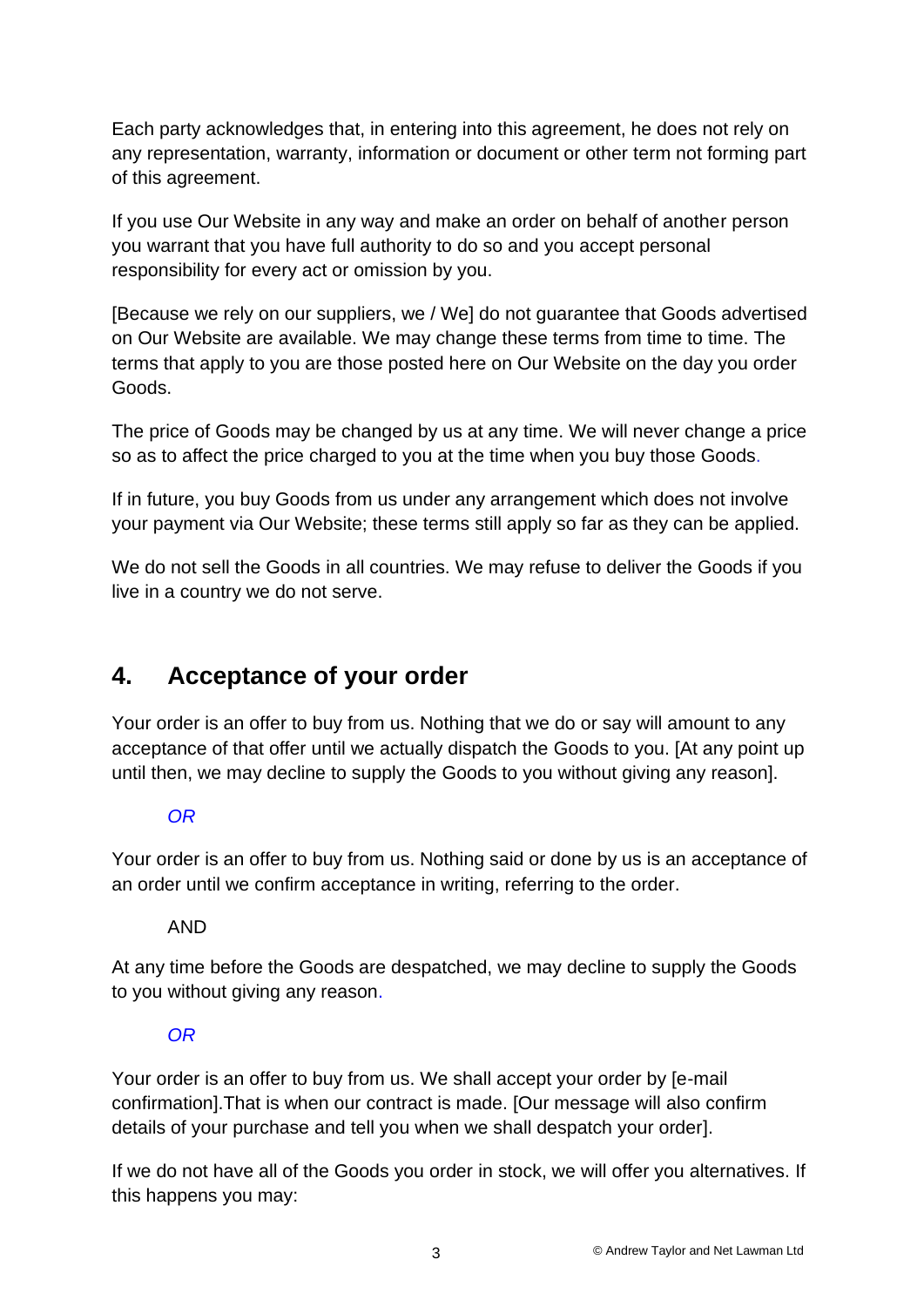Each party acknowledges that, in entering into this agreement, he does not rely on any representation, warranty, information or document or other term not forming part of this agreement.

If you use Our Website in any way and make an order on behalf of another person you warrant that you have full authority to do so and you accept personal responsibility for every act or omission by you.

[Because we rely on our suppliers, we / We] do not guarantee that Goods advertised on Our Website are available. We may change these terms from time to time. The terms that apply to you are those posted here on Our Website on the day you order Goods.

The price of Goods may be changed by us at any time. We will never change a price so as to affect the price charged to you at the time when you buy those Goods.

If in future, you buy Goods from us under any arrangement which does not involve your payment via Our Website; these terms still apply so far as they can be applied.

We do not sell the Goods in all countries. We may refuse to deliver the Goods if you live in a country we do not serve.

## 4. Acceptance of your order

Your order is an offer to buy from us. Nothing that we do or say will amount to any acceptance of that offer until we actually dispatch the Goods to you. [At any point up until then, we may decline to supply the Goods to you without giving any reason].

*OR*

Your order is an offer to buy from us. Nothing said or done by us is an acceptance of an order until we confirm acceptance in writing, referring to the order.

AND

At any time before the Goods are despatched, we may decline to supply the Goods to you without giving any reason.

*OR*

Your order is an offer to buy from us. We shall accept your order by [e-mail confirmation].That is when our contract is made. [Our message will also confirm details of your purchase and tell you when we shall despatch your order].

If we do not have all of the Goods you order in stock, we will offer you alternatives. If this happens you may: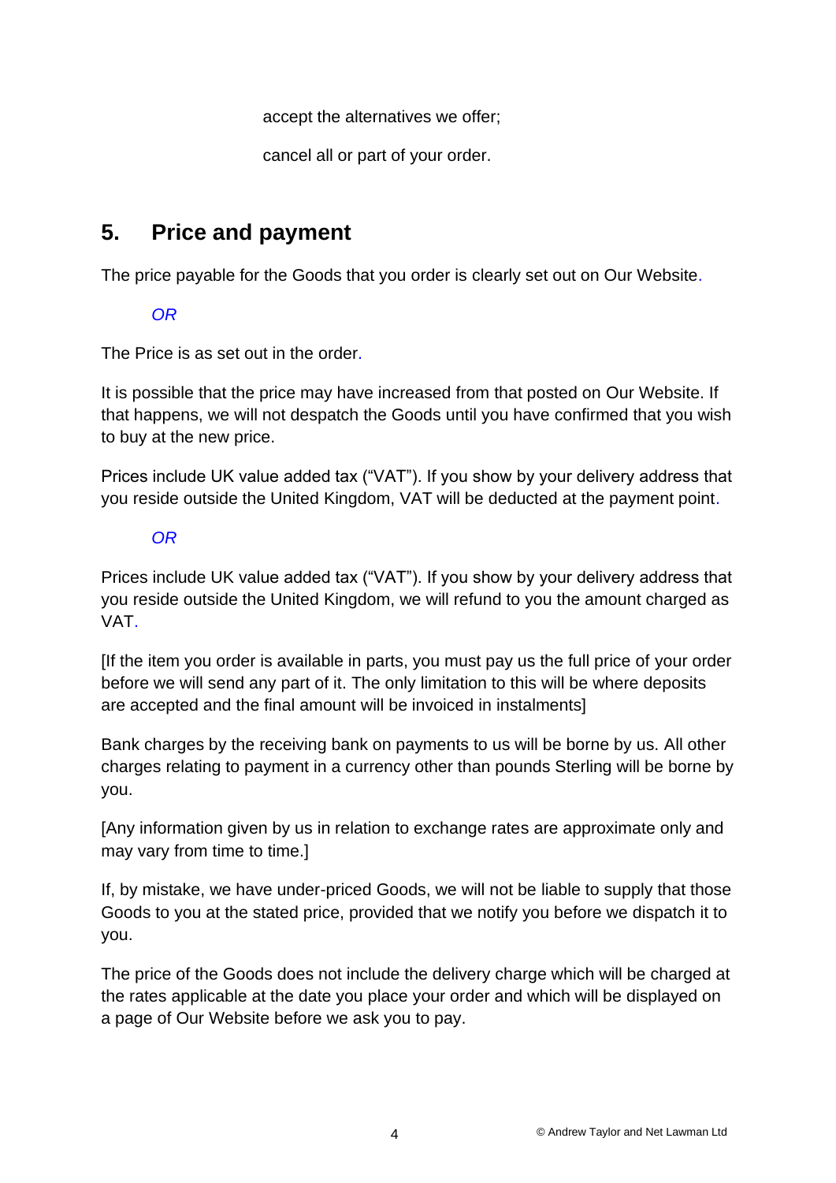accept the alternatives we offer;

cancel all or part of your order.

## 5. Price and payment

The price payable for the Goods that you order is clearly set out on Our Website.

*OR*

The Price is as set out in the order.

It is possible that the price may have increased from that posted on Our Website. If that happens, we will not despatch the Goods until you have confirmed that you wish to buy at the new price.

Prices include UK value added tax ("VAT"). If you show by your delivery address that you reside outside the United Kingdom, VAT will be deducted at the payment point.

*OR*

Prices include UK value added tax ("VAT"). If you show by your delivery address that you reside outside the United Kingdom, we will refund to you the amount charged as VAT.

[If the item you order is available in parts, you must pay us the full price of your order before we will send any part of it. The only limitation to this will be where deposits are accepted and the final amount will be invoiced in instalments]

Bank charges by the receiving bank on payments to us will be borne by us. All other charges relating to payment in a currency other than pounds Sterling will be borne by you.

[Any information given by us in relation to exchange rates are approximate only and may vary from time to time.]

If, by mistake, we have under-priced Goods, we will not be liable to supply that those Goods to you at the stated price, provided that we notify you before we dispatch it to you.

The price of the Goods does not include the delivery charge which will be charged at the rates applicable at the date you place your order and which will be displayed on a page of Our Website before we ask you to pay.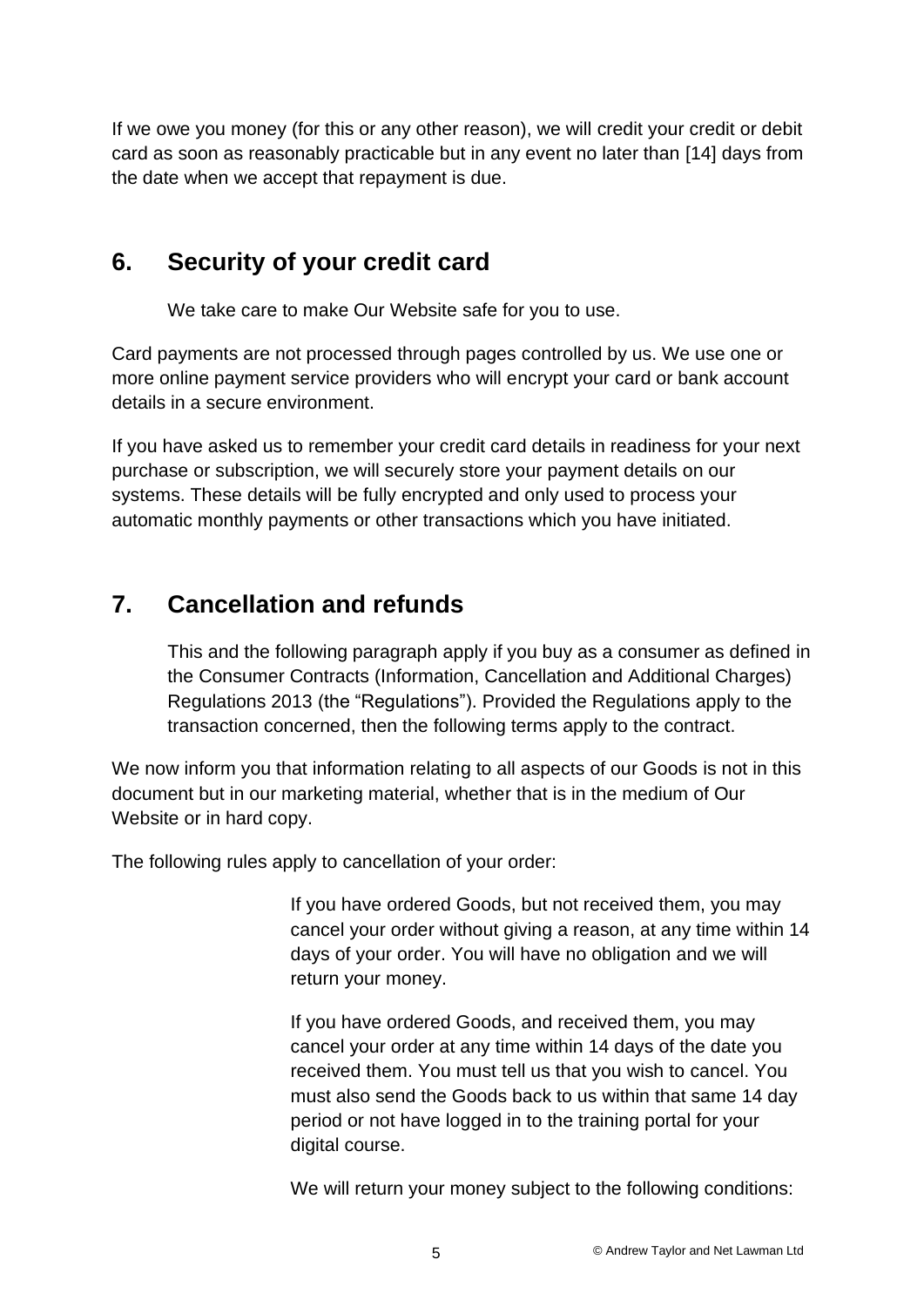If we owe you money (for this or any other reason), we will credit your credit or debit card as soon as reasonably practicable but in any event no later than [14] days from the date when we accept that repayment is due.

## 6. Security of your credit card

We take care to make Our Website safe for you to use.

Card payments are not processed through pages controlled by us. We use one or more online payment service providers who will encrypt your card or bank account details in a secure environment.

If you have asked us to remember your credit card details in readiness for your next purchase or subscription, we will securely store your payment details on our systems. These details will be fully encrypted and only used to process your automatic monthly payments or other transactions which you have initiated.

## 7. Cancellation and refunds

This and the following paragraph apply if you buy as a consumer as defined in the Consumer Contracts (Information, Cancellation and Additional Charges) Regulations 2013 (the "Regulations"). Provided the Regulations apply to the transaction concerned, then the following terms apply to the contract.

We now inform you that information relating to all aspects of our Goods is not in this document but in our marketing material, whether that is in the medium of Our Website or in hard copy.

The following rules apply to cancellation of your order:

If you have ordered Goods, but not received them, you may cancel your order without giving a reason, at any time within 14 days of your order. You will have no obligation and we will return your money.

If you have ordered Goods, and received them, you may cancel your order at any time within 14 days of the date you received them. You must tell us that you wish to cancel. You must also send the Goods back to us within that same 14 day period or not have logged in to the training portal for your digital course.

We will return your money subject to the following conditions: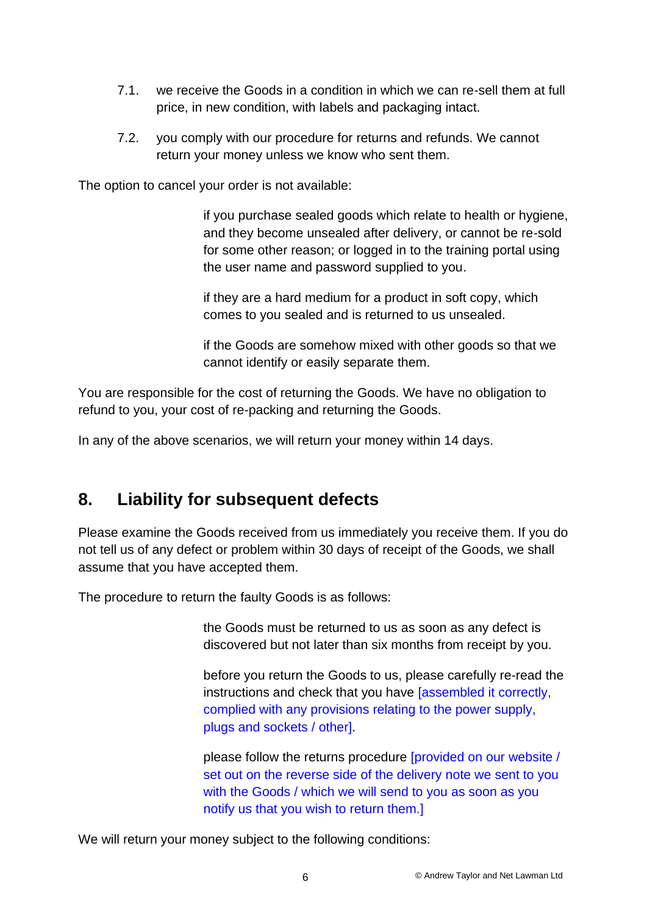7.1. we receive the Goods in a condition in which we can re-sell them at full price, in new condition, with labels and packaging intact.

7.2. you comply with our procedure for returns and refunds. We cannot return your money unless we know who sent them.

The option to cancel your order is not available:

- if you purchase sealed goods which relate to health or hygiene, and they become unsealed after delivery, or cannot be re-sold for some other reason; or logged in to the training portal using the user name and password supplied to you.
- if they are a hard medium for a product in soft copy, which comes to you sealed and is returned to us unsealed.
- if the Goods are somehow mixed with other goods so that we cannot identify or easily separate them.

You are responsible for the cost of returning the Goods. We have no obligation to refund to you, your cost of re-packing and returning the Goods.

In any of the above scenarios, we will return your money within 14 days.

## 8. Liability for subsequent defects

Please examine the Goods received from us immediately you receive them. If you do not tell us of any defect or problem within 30 days of receipt of the Goods, we shall assume that you have accepted them.

The procedure to return the faulty Goods is as follows:

- the Goods must be returned to us as soon as any defect is discovered but not later than six months from receipt by you.
- before you return the Goods to us, please carefully re-read the instructions and check that you have [assembled it correctly, complied with any provisions relating to the power supply, plugs and sockets / other].
- please follow the returns procedure [provided on our website / set out on the reverse side of the delivery note we sent to you with the Goods / which we will send to you as soon as you notify us that you wish to return them.]

We will return your money subject to the following conditions: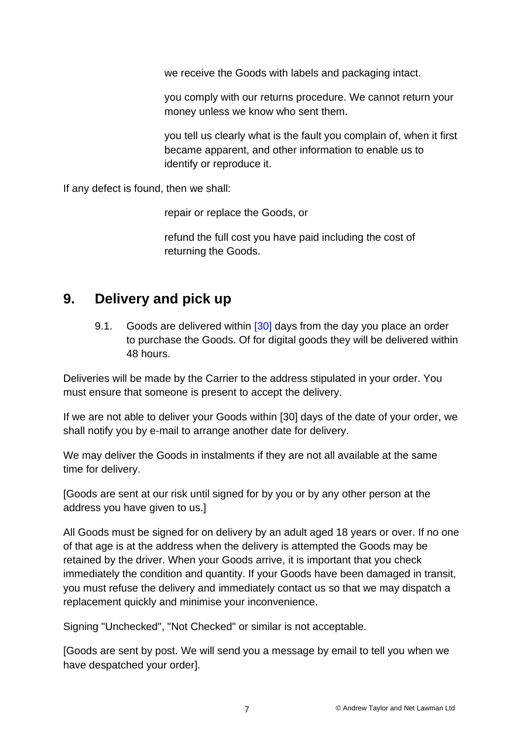we receive the Goods with labels and packaging intact.

you comply with our returns procedure. We cannot return your money unless we know who sent them.

you tell us clearly what is the fault you complain of, when it first became apparent, and other information to enable us to identify or reproduce it.

If any defect is found, then we shall:

repair or replace the Goods, or

refund the full cost you have paid including the cost of returning the Goods.

## 9. Delivery and pick up

9.1. Goods are delivered within [30] days from the day you place an order to purchase the Goods. Of for digital goods they will be delivered within 48 hours.

Deliveries will be made by the Carrier to the address stipulated in your order. You must ensure that someone is present to accept the delivery.

If we are not able to deliver your Goods within [30] days of the date of your order, we shall notify you by e-mail to arrange another date for delivery.

We may deliver the Goods in instalments if they are not all available at the same time for delivery.

[Goods are sent at our risk until signed for by you or by any other person at the address you have given to us.]

All Goods must be signed for on delivery by an adult aged 18 years or over. If no one of that age is at the address when the delivery is attempted the Goods may be retained by the driver. When your Goods arrive, it is important that you check immediately the condition and quantity. If your Goods have been damaged in transit, you must refuse the delivery and immediately contact us so that we may dispatch a replacement quickly and minimise your inconvenience.

Signing "Unchecked", "Not Checked" or similar is not acceptable.

[Goods are sent by post. We will send you a message by email to tell you when we have despatched your order].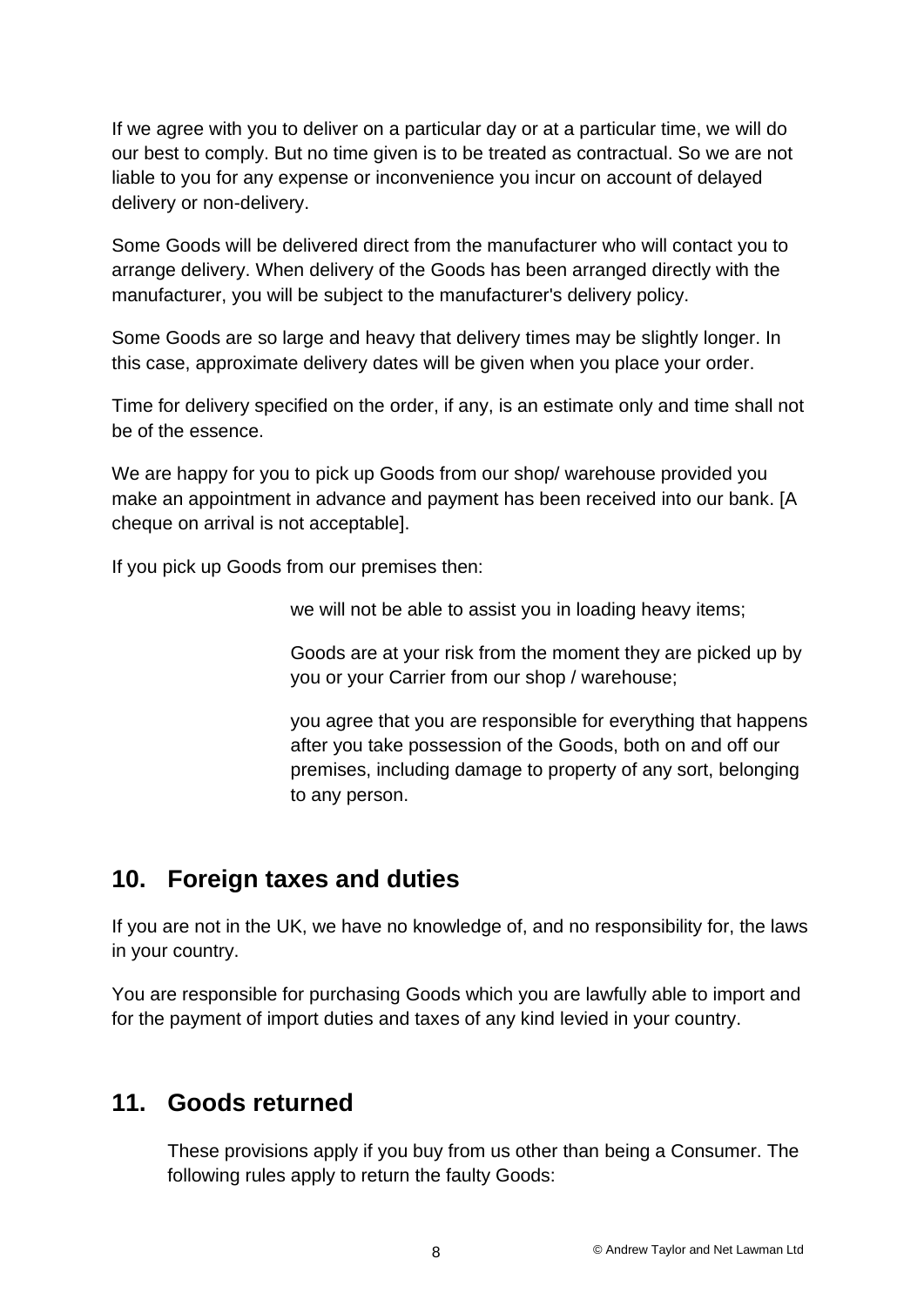If we agree with you to deliver on a particular day or at a particular time, we will do our best to comply. But no time given is to be treated as contractual. So we are not liable to you for any expense or inconvenience you incur on account of delayed delivery or non-delivery.

Some Goods will be delivered direct from the manufacturer who will contact you to arrange delivery. When delivery of the Goods has been arranged directly with the manufacturer, you will be subject to the manufacturer's delivery policy.

Some Goods are so large and heavy that delivery times may be slightly longer. In this case, approximate delivery dates will be given when you place your order.

Time for delivery specified on the order, if any, is an estimate only and time shall not be of the essence.

We are happy for you to pick up Goods from our shop/ warehouse provided you make an appointment in advance and payment has been received into our bank. [A cheque on arrival is not acceptable].

If you pick up Goods from our premises then:

- we will not be able to assist you in loading heavy items;
- Goods are at your risk from the moment they are picked up by you or your Carrier from our shop / warehouse;
- you agree that you are responsible for everything that happens after you take possession of the Goods, both on and off our premises, including damage to property of any sort, belonging to any person.

## 10. Foreign taxes and duties

If you are not in the UK, we have no knowledge of, and no responsibility for, the laws in your country.

You are responsible for purchasing Goods which you are lawfully able to import and for the payment of import duties and taxes of any kind levied in your country.

## 11. Goods returned

These provisions apply if you buy from us other than being a Consumer. The following rules apply to return the faulty Goods: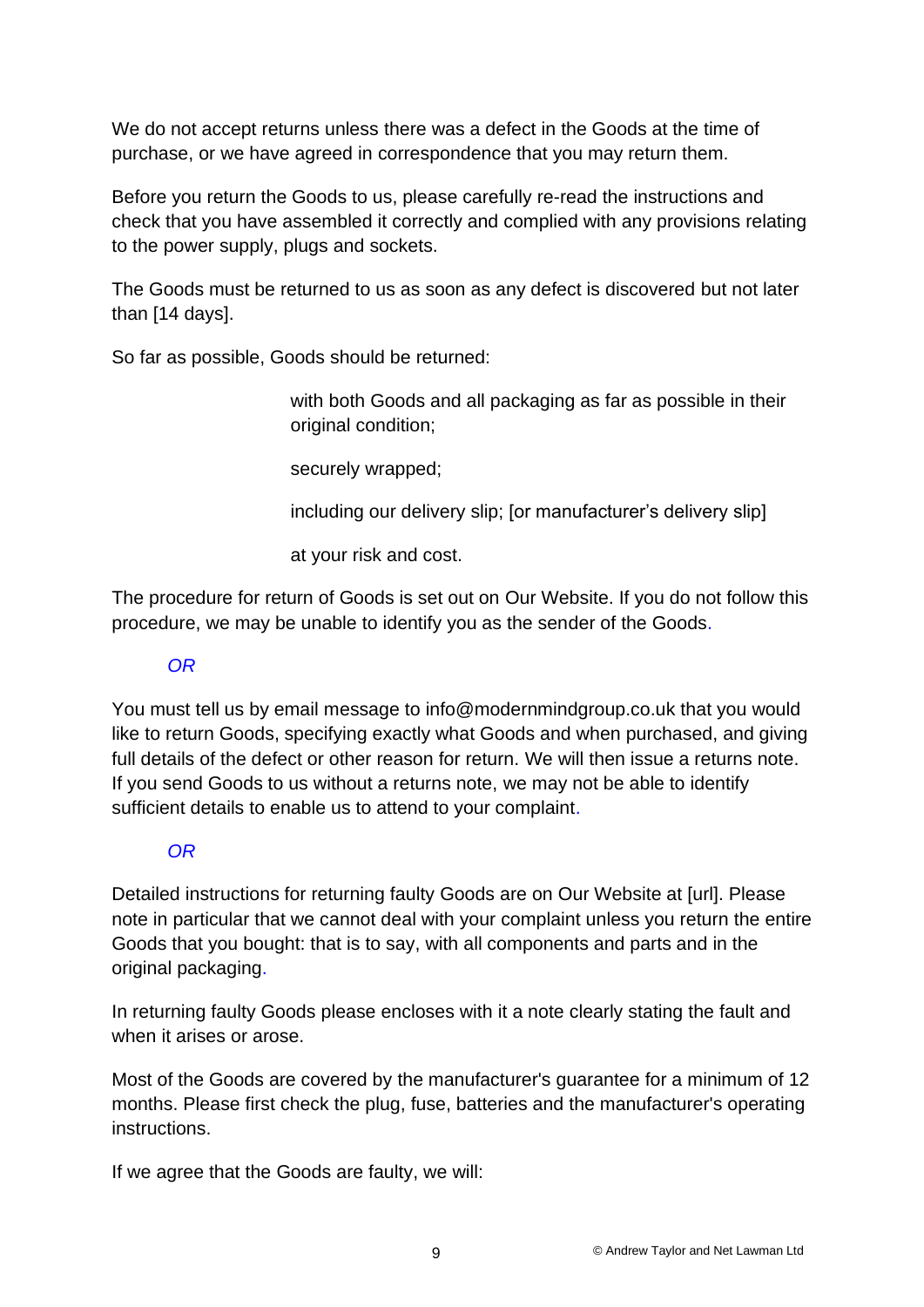We do not accept returns unless there was a defect in the Goods at the time of purchase, or we have agreed in correspondence that you may return them.

Before you return the Goods to us, please carefully re-read the instructions and check that you have assembled it correctly and complied with any provisions relating to the power supply, plugs and sockets.

The Goods must be returned to us as soon as any defect is discovered but not later than [14 days].

So far as possible, Goods should be returned:

with both Goods and all packaging as far as possible in their original condition;

securely wrapped;

including our delivery slip; [or manufacturer's delivery slip]

at your risk and cost.

The procedure for return of Goods is set out on Our Website. If you do not follow this procedure, we may be unable to identify you as the sender of the Goods.

*OR*

You must tell us by email message to info@modernmindgroup.co.uk that you would like to return Goods, specifying exactly what Goods and when purchased, and giving full details of the defect or other reason for return. We will then issue a returns note. If you send Goods to us without a returns note, we may not be able to identify sufficient details to enable us to attend to your complaint.

*OR*

Detailed instructions for returning faulty Goods are on Our Website at [url]. Please note in particular that we cannot deal with your complaint unless you return the entire Goods that you bought: that is to say, with all components and parts and in the original packaging.

In returning faulty Goods please encloses with it a note clearly stating the fault and when it arises or arose.

Most of the Goods are covered by the manufacturer's guarantee for a minimum of 12 months. Please first check the plug, fuse, batteries and the manufacturer's operating instructions.

If we agree that the Goods are faulty, we will: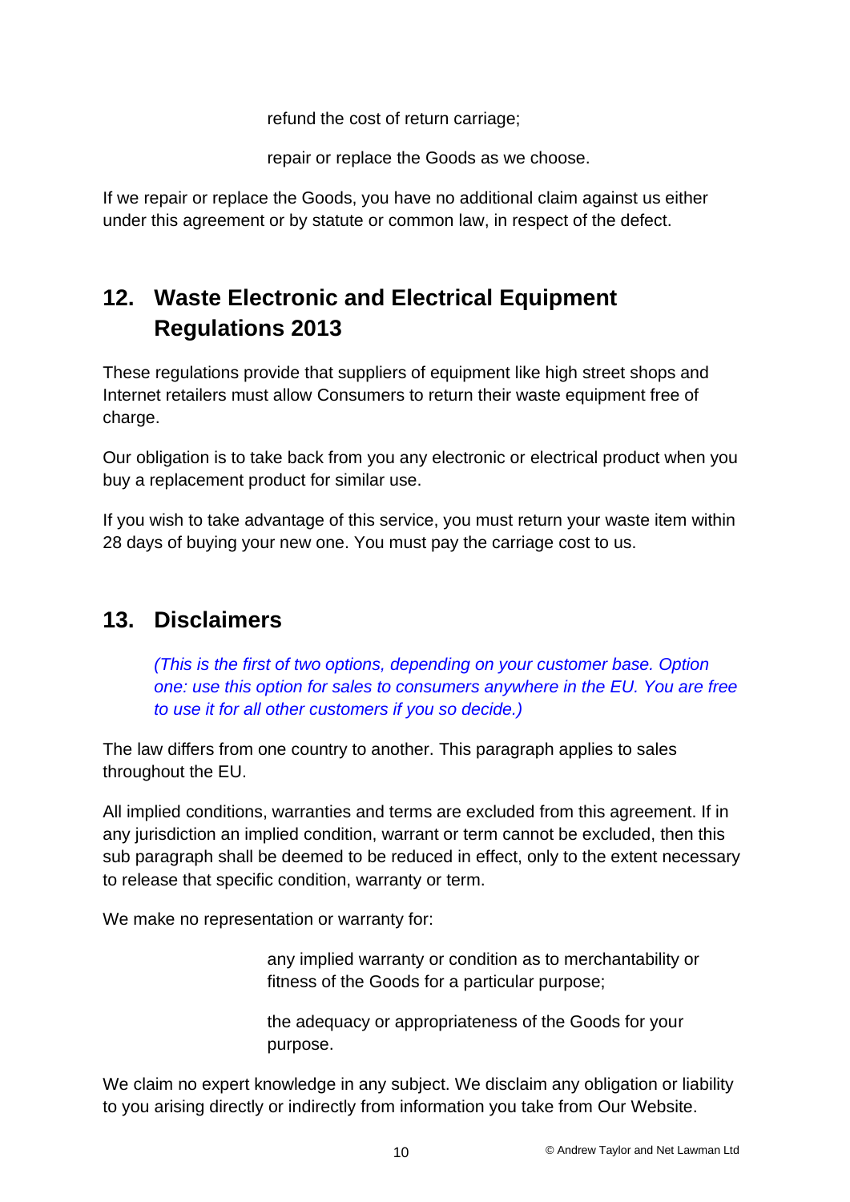refund the cost of return carriage;

repair or replace the Goods as we choose.

If we repair or replace the Goods, you have no additional claim against us either under this agreement or by statute or common law, in respect of the defect.

## 12. Waste Electronic and Electrical Equipment Regulations 2013

These regulations provide that suppliers of equipment like high street shops and Internet retailers must allow Consumers to return their waste equipment free of charge.

Our obligation is to take back from you any electronic or electrical product when you buy a replacement product for similar use.

If you wish to take advantage of this service, you must return your waste item within 28 days of buying your new one. You must pay the carriage cost to us.

## 13. Disclaimers

*(This is the first of two options, depending on your customer base. Option one: use this option for sales to consumers anywhere in the EU. You are free to use it for all other customers if you so decide.)*

The law differs from one country to another. This paragraph applies to sales throughout the EU.

All implied conditions, warranties and terms are excluded from this agreement. If in any jurisdiction an implied condition, warrant or term cannot be excluded, then this sub paragraph shall be deemed to be reduced in effect, only to the extent necessary to release that specific condition, warranty or term.

We make no representation or warranty for:

any implied warranty or condition as to merchantability or fitness of the Goods for a particular purpose;

the adequacy or appropriateness of the Goods for your purpose.

We claim no expert knowledge in any subject. We disclaim any obligation or liability to you arising directly or indirectly from information you take from Our Website.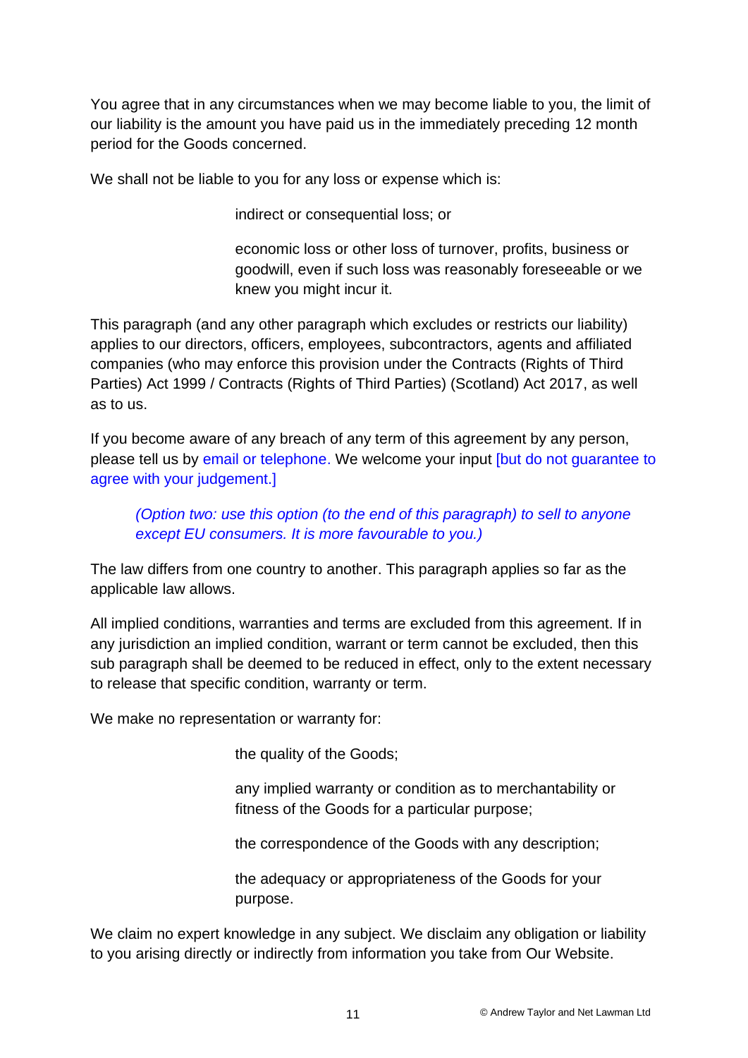You agree that in any circumstances when we may become liable to you, the limit of our liability is the amount you have paid us in the immediately preceding 12 month period for the Goods concerned.

We shall not be liable to you for any loss or expense which is:

> indirect or consequential loss; or
>
> economic loss or other loss of turnover, profits, business or goodwill, even if such loss was reasonably foreseeable or we knew you might incur it.

This paragraph (and any other paragraph which excludes or restricts our liability) applies to our directors, officers, employees, subcontractors, agents and affiliated companies (who may enforce this provision under the Contracts (Rights of Third Parties) Act 1999 / Contracts (Rights of Third Parties) (Scotland) Act 2017, as well as to us.

If you become aware of any breach of any term of this agreement by any person, please tell us by email or telephone. We welcome your input [but do not guarantee to agree with your judgement.]

*(Option two: use this option (to the end of this paragraph) to sell to anyone except EU consumers. It is more favourable to you.)*

The law differs from one country to another. This paragraph applies so far as the applicable law allows.

All implied conditions, warranties and terms are excluded from this agreement. If in any jurisdiction an implied condition, warrant or term cannot be excluded, then this sub paragraph shall be deemed to be reduced in effect, only to the extent necessary to release that specific condition, warranty or term.

We make no representation or warranty for:

> the quality of the Goods;
>
> any implied warranty or condition as to merchantability or fitness of the Goods for a particular purpose;
>
> the correspondence of the Goods with any description;
>
> the adequacy or appropriateness of the Goods for your purpose.

We claim no expert knowledge in any subject. We disclaim any obligation or liability to you arising directly or indirectly from information you take from Our Website.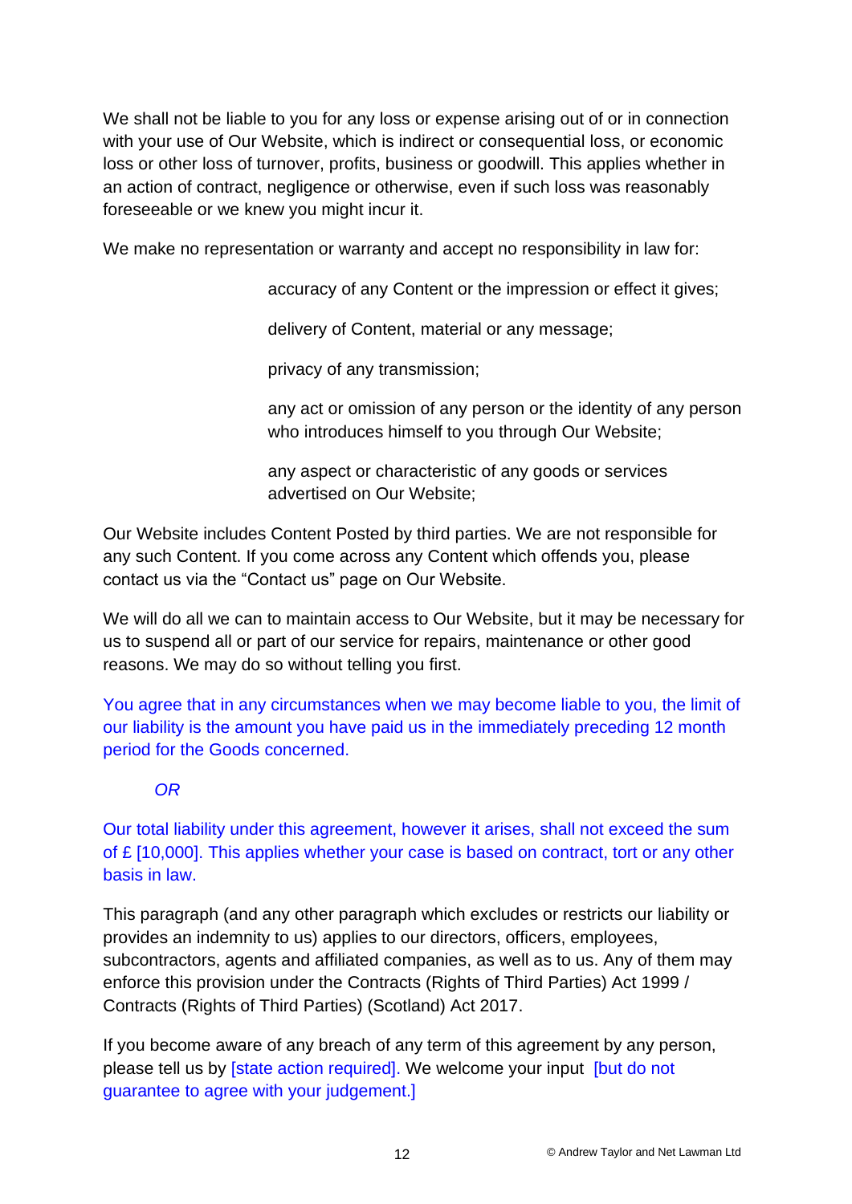We shall not be liable to you for any loss or expense arising out of or in connection with your use of Our Website, which is indirect or consequential loss, or economic loss or other loss of turnover, profits, business or goodwill. This applies whether in an action of contract, negligence or otherwise, even if such loss was reasonably foreseeable or we knew you might incur it.

We make no representation or warranty and accept no responsibility in law for:

- accuracy of any Content or the impression or effect it gives;
- delivery of Content, material or any message;
- privacy of any transmission;
- any act or omission of any person or the identity of any person who introduces himself to you through Our Website;
- any aspect or characteristic of any goods or services advertised on Our Website;

Our Website includes Content Posted by third parties. We are not responsible for any such Content. If you come across any Content which offends you, please contact us via the "Contact us" page on Our Website.

We will do all we can to maintain access to Our Website, but it may be necessary for us to suspend all or part of our service for repairs, maintenance or other good reasons. We may do so without telling you first.

You agree that in any circumstances when we may become liable to you, the limit of our liability is the amount you have paid us in the immediately preceding 12 month period for the Goods concerned.

*OR*

Our total liability under this agreement, however it arises, shall not exceed the sum of £ [10,000]. This applies whether your case is based on contract, tort or any other basis in law.

This paragraph (and any other paragraph which excludes or restricts our liability or provides an indemnity to us) applies to our directors, officers, employees, subcontractors, agents and affiliated companies, as well as to us. Any of them may enforce this provision under the Contracts (Rights of Third Parties) Act 1999 / Contracts (Rights of Third Parties) (Scotland) Act 2017.

If you become aware of any breach of any term of this agreement by any person, please tell us by [state action required]. We welcome your input [but do not guarantee to agree with your judgement.]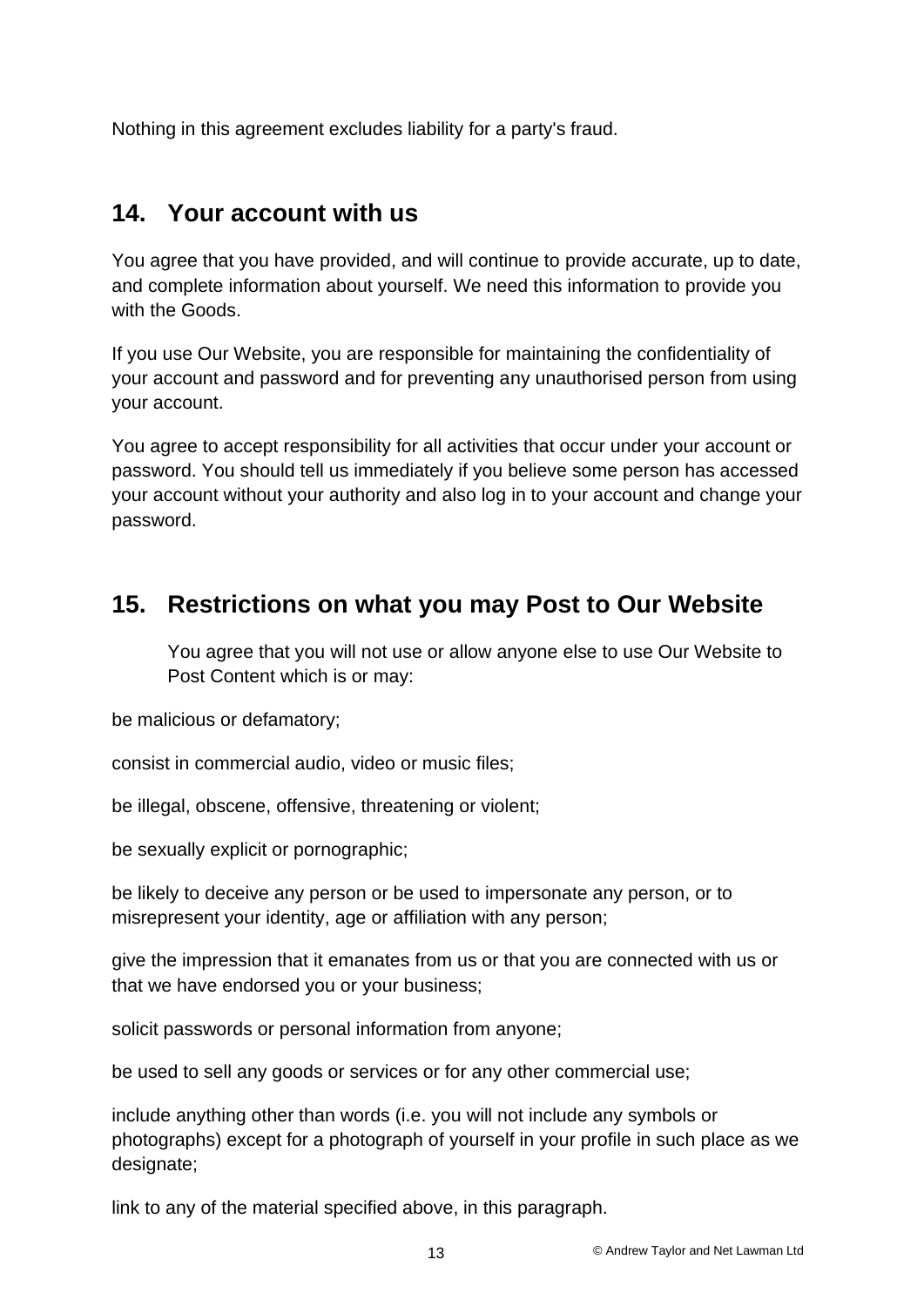Nothing in this agreement excludes liability for a party's fraud.

## 14. Your account with us

You agree that you have provided, and will continue to provide accurate, up to date, and complete information about yourself. We need this information to provide you with the Goods.

If you use Our Website, you are responsible for maintaining the confidentiality of your account and password and for preventing any unauthorised person from using your account.

You agree to accept responsibility for all activities that occur under your account or password. You should tell us immediately if you believe some person has accessed your account without your authority and also log in to your account and change your password.

## 15. Restrictions on what you may Post to Our Website

You agree that you will not use or allow anyone else to use Our Website to Post Content which is or may:

be malicious or defamatory;

consist in commercial audio, video or music files;

be illegal, obscene, offensive, threatening or violent;

be sexually explicit or pornographic;

be likely to deceive any person or be used to impersonate any person, or to misrepresent your identity, age or affiliation with any person;

give the impression that it emanates from us or that you are connected with us or that we have endorsed you or your business;

solicit passwords or personal information from anyone;

be used to sell any goods or services or for any other commercial use;

include anything other than words (i.e. you will not include any symbols or photographs) except for a photograph of yourself in your profile in such place as we designate;

link to any of the material specified above, in this paragraph.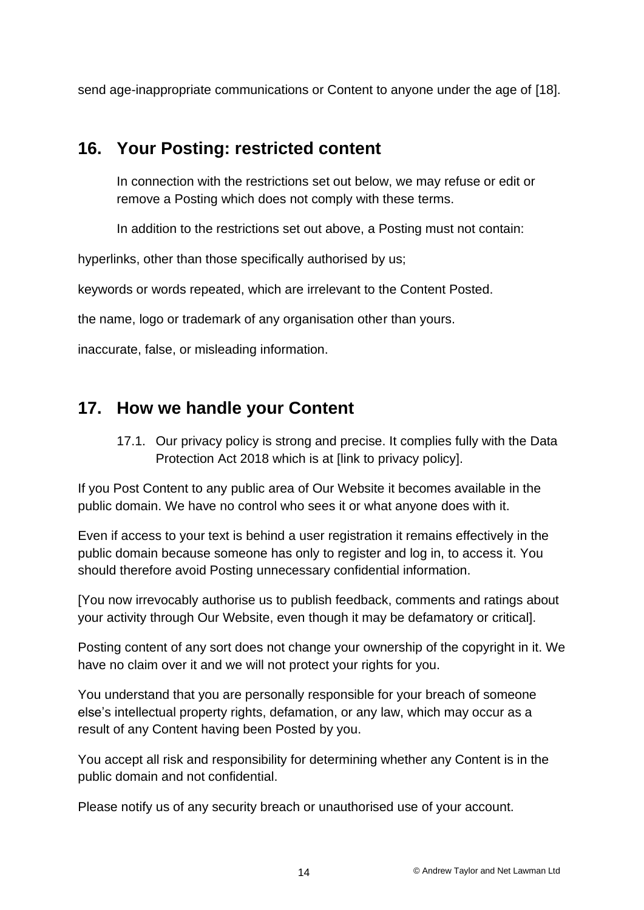send age-inappropriate communications or Content to anyone under the age of [18].

## 16. Your Posting: restricted content

In connection with the restrictions set out below, we may refuse or edit or remove a Posting which does not comply with these terms.

In addition to the restrictions set out above, a Posting must not contain:

hyperlinks, other than those specifically authorised by us;

keywords or words repeated, which are irrelevant to the Content Posted.

the name, logo or trademark of any organisation other than yours.

inaccurate, false, or misleading information.

## 17. How we handle your Content

17.1. Our privacy policy is strong and precise. It complies fully with the Data Protection Act 2018 which is at [link to privacy policy].

If you Post Content to any public area of Our Website it becomes available in the public domain. We have no control who sees it or what anyone does with it.

Even if access to your text is behind a user registration it remains effectively in the public domain because someone has only to register and log in, to access it. You should therefore avoid Posting unnecessary confidential information.

[You now irrevocably authorise us to publish feedback, comments and ratings about your activity through Our Website, even though it may be defamatory or critical].

Posting content of any sort does not change your ownership of the copyright in it. We have no claim over it and we will not protect your rights for you.

You understand that you are personally responsible for your breach of someone else's intellectual property rights, defamation, or any law, which may occur as a result of any Content having been Posted by you.

You accept all risk and responsibility for determining whether any Content is in the public domain and not confidential.

Please notify us of any security breach or unauthorised use of your account.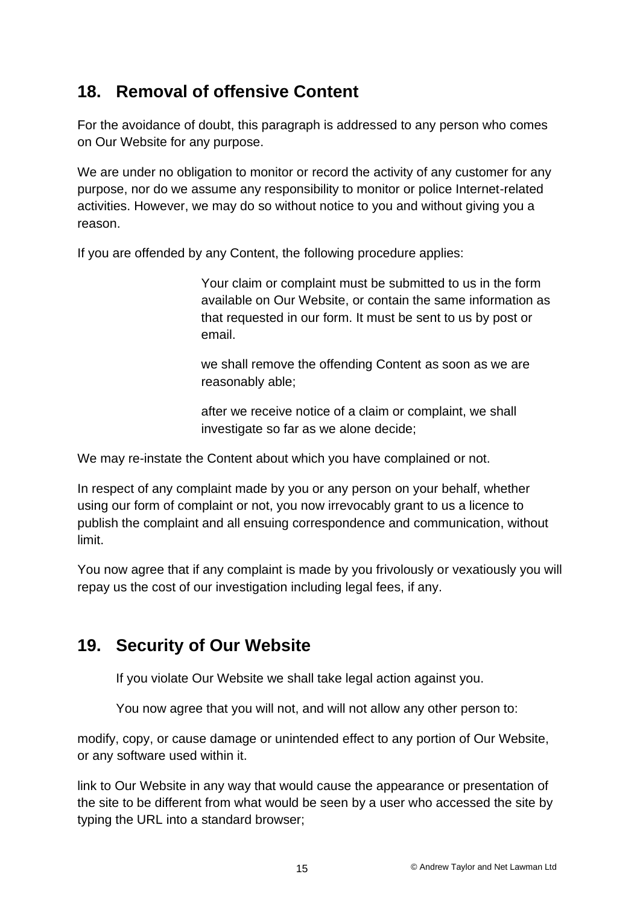## 18. Removal of offensive Content

For the avoidance of doubt, this paragraph is addressed to any person who comes on Our Website for any purpose.

We are under no obligation to monitor or record the activity of any customer for any purpose, nor do we assume any responsibility to monitor or police Internet-related activities. However, we may do so without notice to you and without giving you a reason.

If you are offended by any Content, the following procedure applies:

> Your claim or complaint must be submitted to us in the form available on Our Website, or contain the same information as that requested in our form. It must be sent to us by post or email.
>
> we shall remove the offending Content as soon as we are reasonably able;
>
> after we receive notice of a claim or complaint, we shall investigate so far as we alone decide;

We may re-instate the Content about which you have complained or not.

In respect of any complaint made by you or any person on your behalf, whether using our form of complaint or not, you now irrevocably grant to us a licence to publish the complaint and all ensuing correspondence and communication, without limit.

You now agree that if any complaint is made by you frivolously or vexatiously you will repay us the cost of our investigation including legal fees, if any.

## 19. Security of Our Website

If you violate Our Website we shall take legal action against you.

You now agree that you will not, and will not allow any other person to:

modify, copy, or cause damage or unintended effect to any portion of Our Website, or any software used within it.

link to Our Website in any way that would cause the appearance or presentation of the site to be different from what would be seen by a user who accessed the site by typing the URL into a standard browser;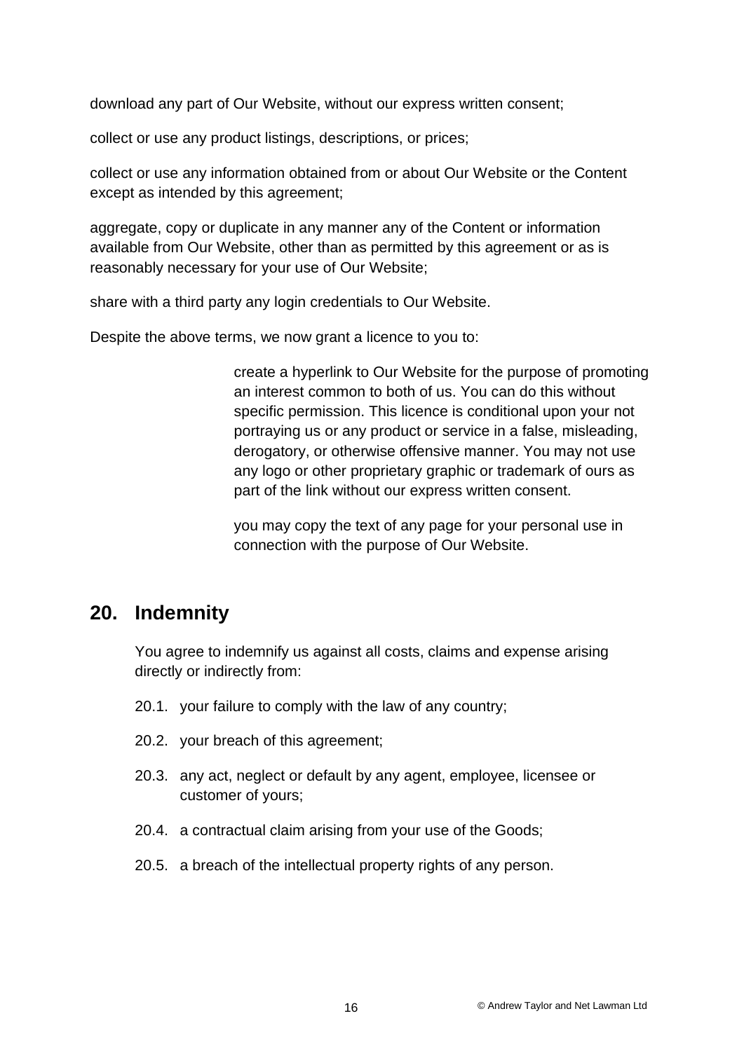download any part of Our Website, without our express written consent;

collect or use any product listings, descriptions, or prices;

collect or use any information obtained from or about Our Website or the Content except as intended by this agreement;

aggregate, copy or duplicate in any manner any of the Content or information available from Our Website, other than as permitted by this agreement or as is reasonably necessary for your use of Our Website;

share with a third party any login credentials to Our Website.

Despite the above terms, we now grant a licence to you to:

> create a hyperlink to Our Website for the purpose of promoting an interest common to both of us. You can do this without specific permission. This licence is conditional upon your not portraying us or any product or service in a false, misleading, derogatory, or otherwise offensive manner. You may not use any logo or other proprietary graphic or trademark of ours as part of the link without our express written consent.
>
> you may copy the text of any page for your personal use in connection with the purpose of Our Website.

## 20. Indemnity

You agree to indemnify us against all costs, claims and expense arising directly or indirectly from:

20.1. your failure to comply with the law of any country;

20.2. your breach of this agreement;

20.3. any act, neglect or default by any agent, employee, licensee or customer of yours;

20.4. a contractual claim arising from your use of the Goods;

20.5. a breach of the intellectual property rights of any person.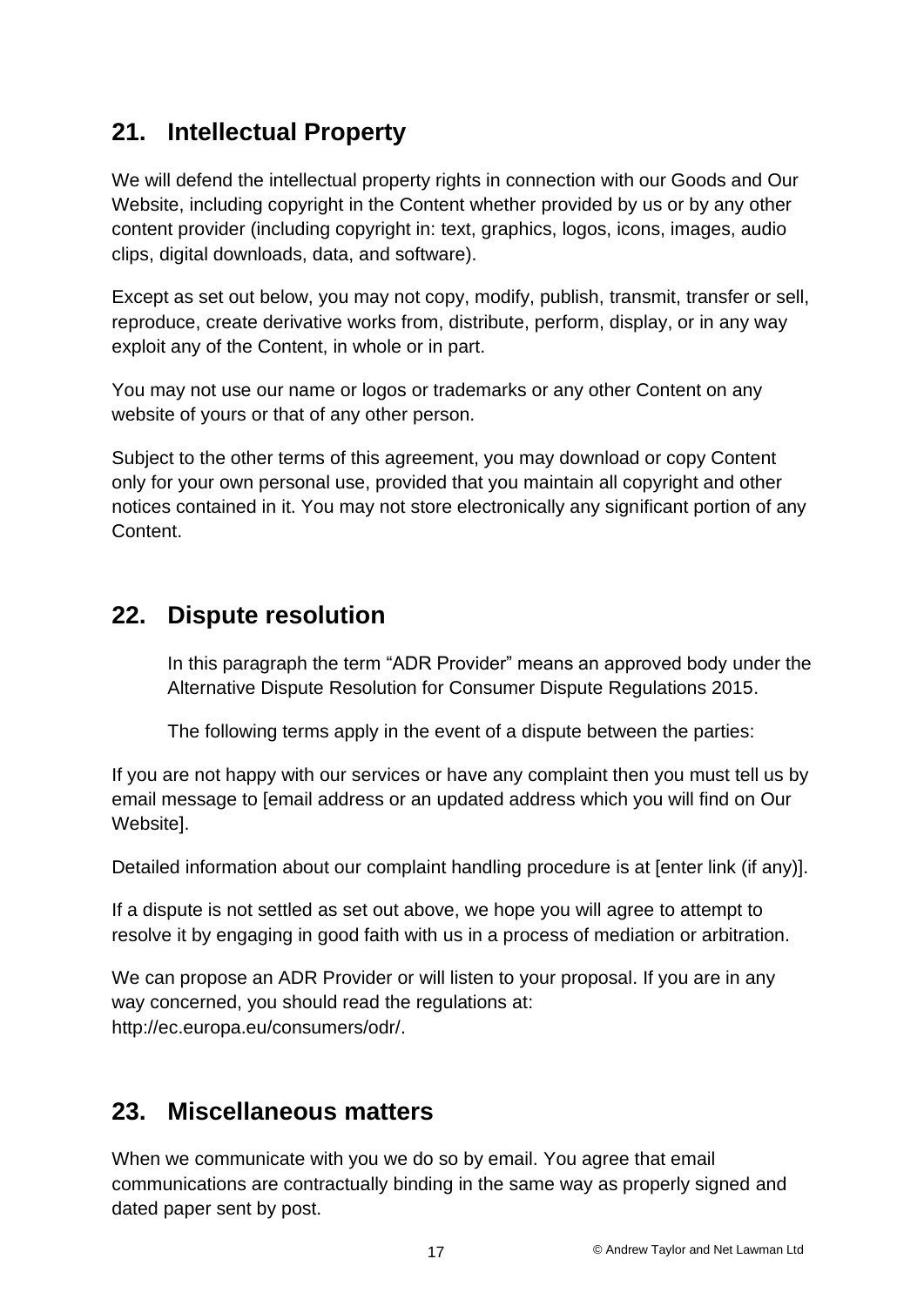## 21. Intellectual Property

We will defend the intellectual property rights in connection with our Goods and Our Website, including copyright in the Content whether provided by us or by any other content provider (including copyright in: text, graphics, logos, icons, images, audio clips, digital downloads, data, and software).

Except as set out below, you may not copy, modify, publish, transmit, transfer or sell, reproduce, create derivative works from, distribute, perform, display, or in any way exploit any of the Content, in whole or in part.

You may not use our name or logos or trademarks or any other Content on any website of yours or that of any other person.

Subject to the other terms of this agreement, you may download or copy Content only for your own personal use, provided that you maintain all copyright and other notices contained in it. You may not store electronically any significant portion of any Content.

## 22. Dispute resolution

In this paragraph the term "ADR Provider" means an approved body under the Alternative Dispute Resolution for Consumer Dispute Regulations 2015.

The following terms apply in the event of a dispute between the parties:

If you are not happy with our services or have any complaint then you must tell us by email message to [email address or an updated address which you will find on Our Website].

Detailed information about our complaint handling procedure is at [enter link (if any)].

If a dispute is not settled as set out above, we hope you will agree to attempt to resolve it by engaging in good faith with us in a process of mediation or arbitration.

We can propose an ADR Provider or will listen to your proposal. If you are in any way concerned, you should read the regulations at: http://ec.europa.eu/consumers/odr/.

## 23. Miscellaneous matters

When we communicate with you we do so by email. You agree that email communications are contractually binding in the same way as properly signed and dated paper sent by post.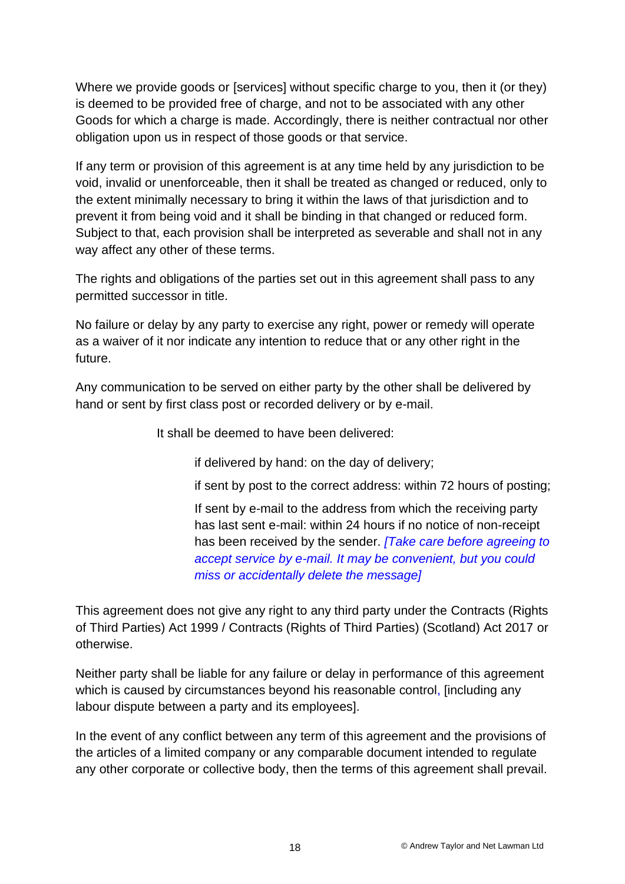Where we provide goods or [services] without specific charge to you, then it (or they) is deemed to be provided free of charge, and not to be associated with any other Goods for which a charge is made. Accordingly, there is neither contractual nor other obligation upon us in respect of those goods or that service.

If any term or provision of this agreement is at any time held by any jurisdiction to be void, invalid or unenforceable, then it shall be treated as changed or reduced, only to the extent minimally necessary to bring it within the laws of that jurisdiction and to prevent it from being void and it shall be binding in that changed or reduced form. Subject to that, each provision shall be interpreted as severable and shall not in any way affect any other of these terms.

The rights and obligations of the parties set out in this agreement shall pass to any permitted successor in title.

No failure or delay by any party to exercise any right, power or remedy will operate as a waiver of it nor indicate any intention to reduce that or any other right in the future.

Any communication to be served on either party by the other shall be delivered by hand or sent by first class post or recorded delivery or by e-mail.

It shall be deemed to have been delivered:

if delivered by hand: on the day of delivery;

if sent by post to the correct address: within 72 hours of posting;

If sent by e-mail to the address from which the receiving party has last sent e-mail: within 24 hours if no notice of non-receipt has been received by the sender. *[Take care before agreeing to accept service by e-mail. It may be convenient, but you could miss or accidentally delete the message]*

This agreement does not give any right to any third party under the Contracts (Rights of Third Parties) Act 1999 / Contracts (Rights of Third Parties) (Scotland) Act 2017 or otherwise.

Neither party shall be liable for any failure or delay in performance of this agreement which is caused by circumstances beyond his reasonable control, [including any labour dispute between a party and its employees].

In the event of any conflict between any term of this agreement and the provisions of the articles of a limited company or any comparable document intended to regulate any other corporate or collective body, then the terms of this agreement shall prevail.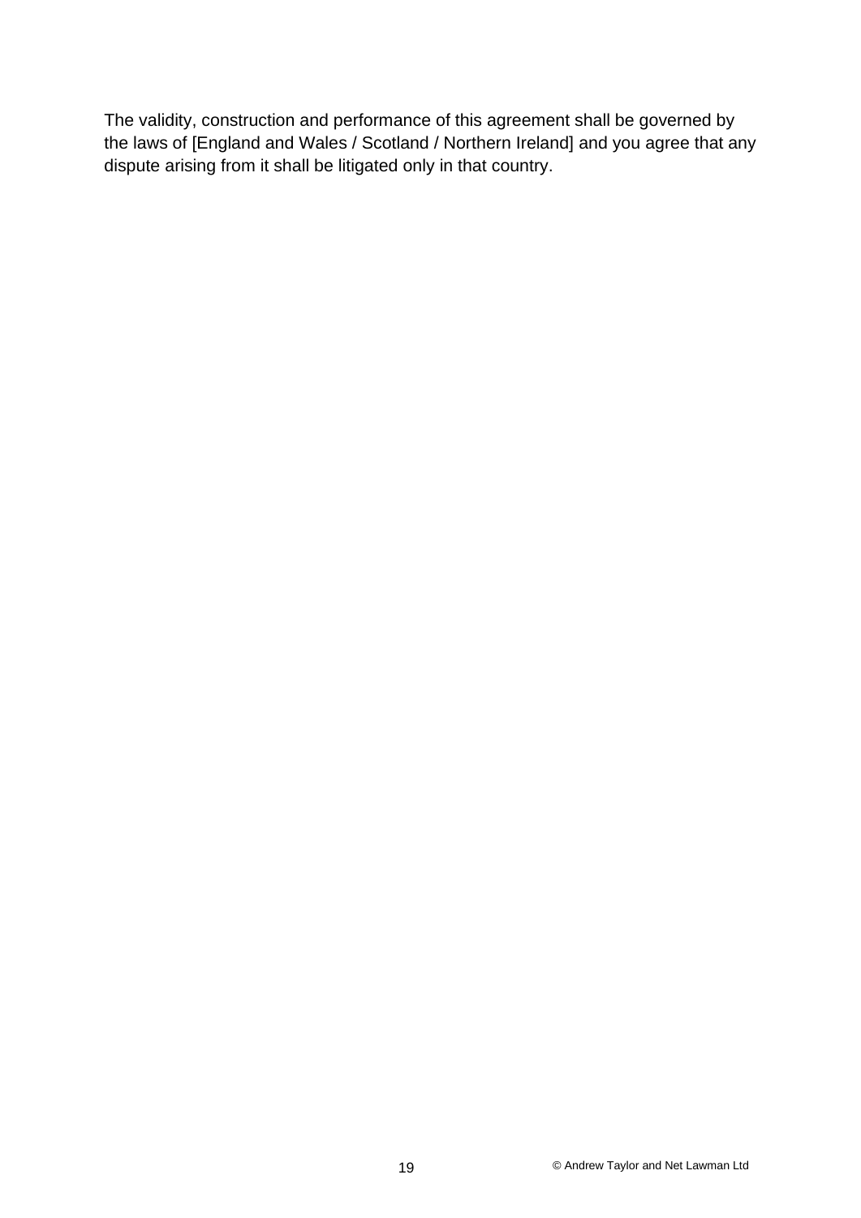The validity, construction and performance of this agreement shall be governed by the laws of [England and Wales / Scotland / Northern Ireland] and you agree that any dispute arising from it shall be litigated only in that country.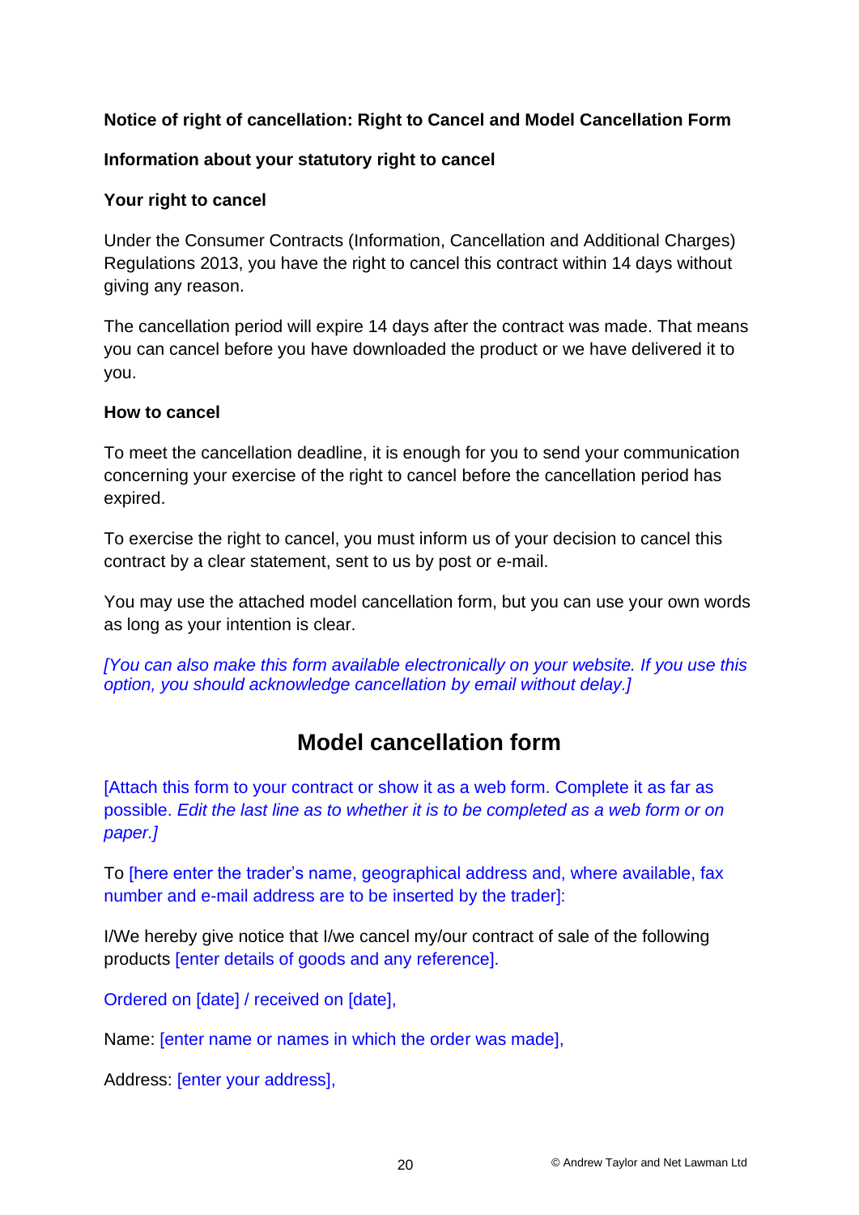**Notice of right of cancellation: Right to Cancel and Model Cancellation Form**

**Information about your statutory right to cancel**

**Your right to cancel**

Under the Consumer Contracts (Information, Cancellation and Additional Charges) Regulations 2013, you have the right to cancel this contract within 14 days without giving any reason.

The cancellation period will expire 14 days after the contract was made. That means you can cancel before you have downloaded the product or we have delivered it to you.

**How to cancel**

To meet the cancellation deadline, it is enough for you to send your communication concerning your exercise of the right to cancel before the cancellation period has expired.

To exercise the right to cancel, you must inform us of your decision to cancel this contract by a clear statement, sent to us by post or e-mail.

You may use the attached model cancellation form, but you can use your own words as long as your intention is clear.

*[You can also make this form available electronically on your website. If you use this option, you should acknowledge cancellation by email without delay.]*

## Model cancellation form

[Attach this form to your contract or show it as a web form. Complete it as far as possible. *Edit the last line as to whether it is to be completed as a web form or on paper.]*

To [here enter the trader's name, geographical address and, where available, fax number and e-mail address are to be inserted by the trader]:

I/We hereby give notice that I/we cancel my/our contract of sale of the following products [enter details of goods and any reference].

Ordered on [date] / received on [date],

Name: [enter name or names in which the order was made],

Address: [enter your address],

© Andrew Taylor and Net Lawman Ltd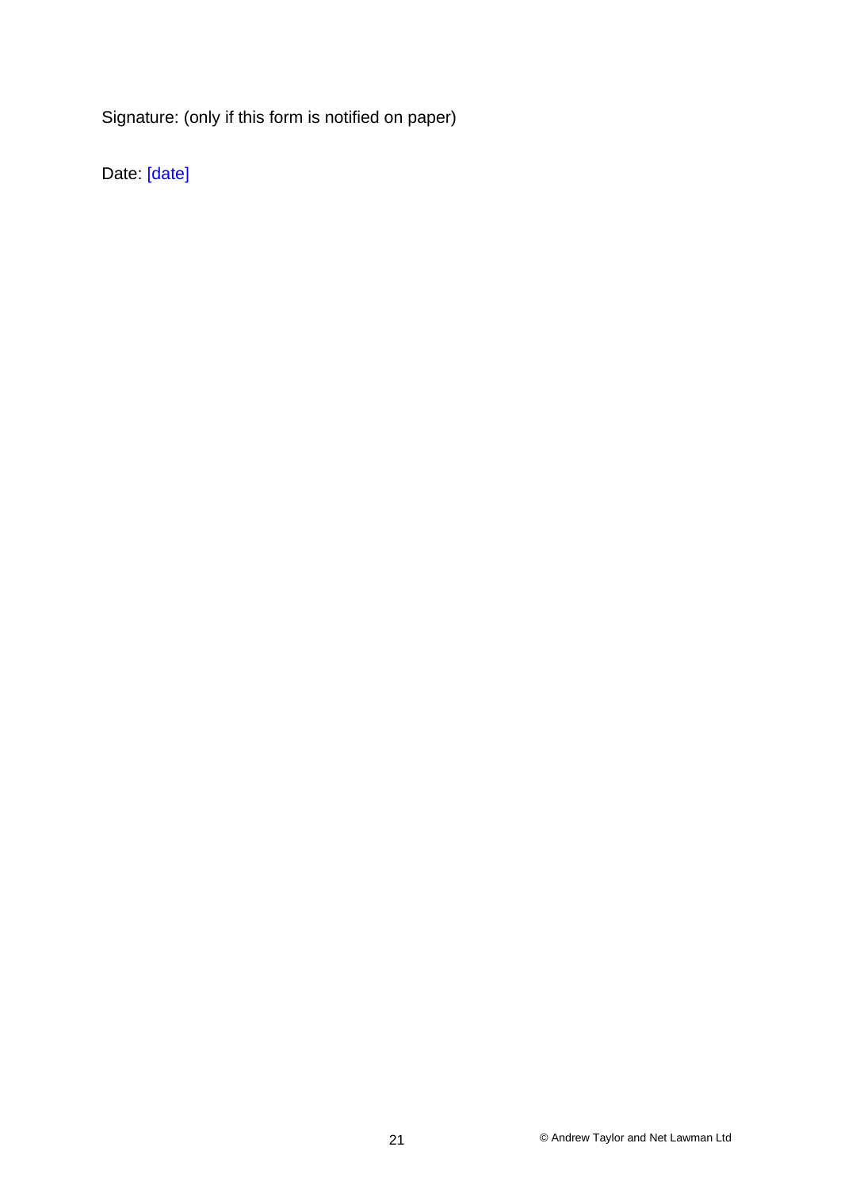Signature: (only if this form is notified on paper)

Date: [date]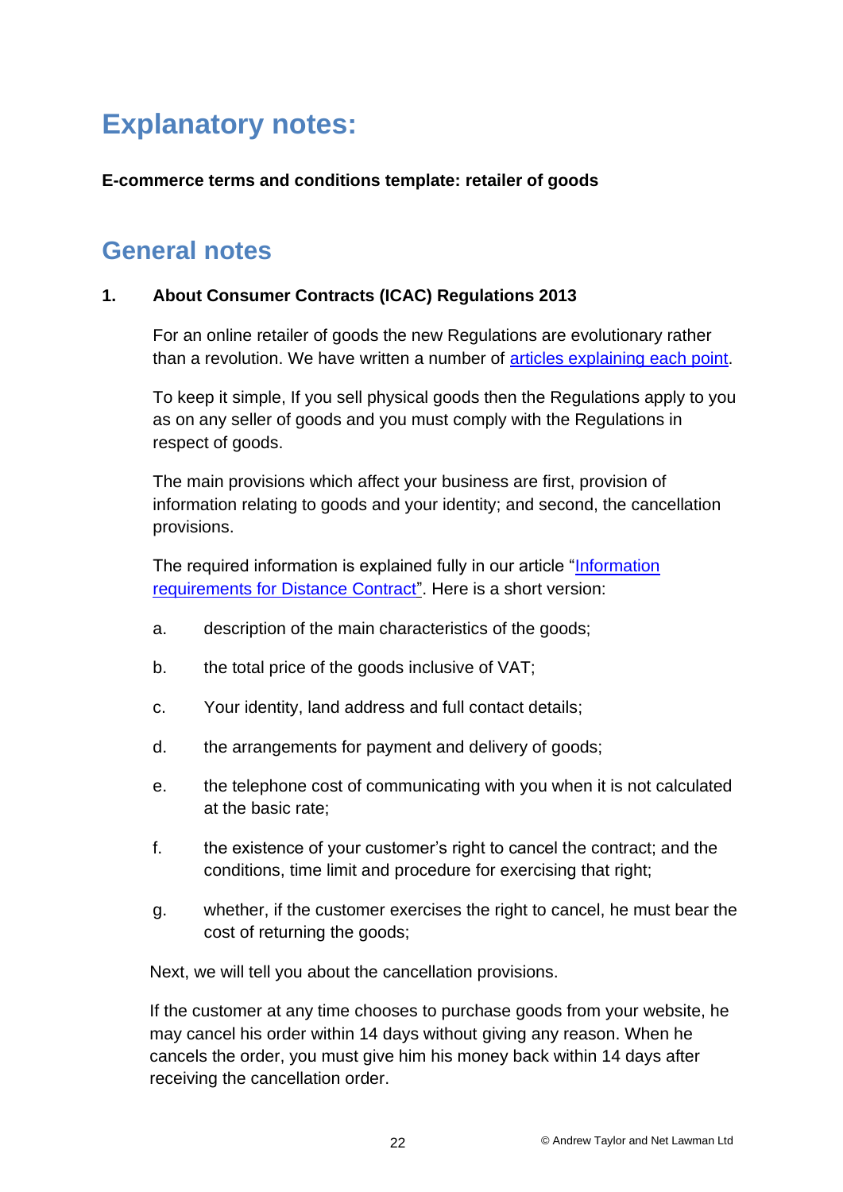# Explanatory notes:

**E-commerce terms and conditions template: retailer of goods**

# General notes

### 1. About Consumer Contracts (ICAC) Regulations 2013

For an online retailer of goods the new Regulations are evolutionary rather than a revolution. We have written a number of [articles explaining each point](articles explaining each point).

To keep it simple, If you sell physical goods then the Regulations apply to you as on any seller of goods and you must comply with the Regulations in respect of goods.

The main provisions which affect your business are first, provision of information relating to goods and your identity; and second, the cancellation provisions.

The required information is explained fully in our article "[Information requirements for Distance Contract](Information requirements for Distance Contract)". Here is a short version:

a. description of the main characteristics of the goods;

b. the total price of the goods inclusive of VAT;

c. Your identity, land address and full contact details;

d. the arrangements for payment and delivery of goods;

e. the telephone cost of communicating with you when it is not calculated at the basic rate;

f. the existence of your customer's right to cancel the contract; and the conditions, time limit and procedure for exercising that right;

g. whether, if the customer exercises the right to cancel, he must bear the cost of returning the goods;

Next, we will tell you about the cancellation provisions.

If the customer at any time chooses to purchase goods from your website, he may cancel his order within 14 days without giving any reason. When he cancels the order, you must give him his money back within 14 days after receiving the cancellation order.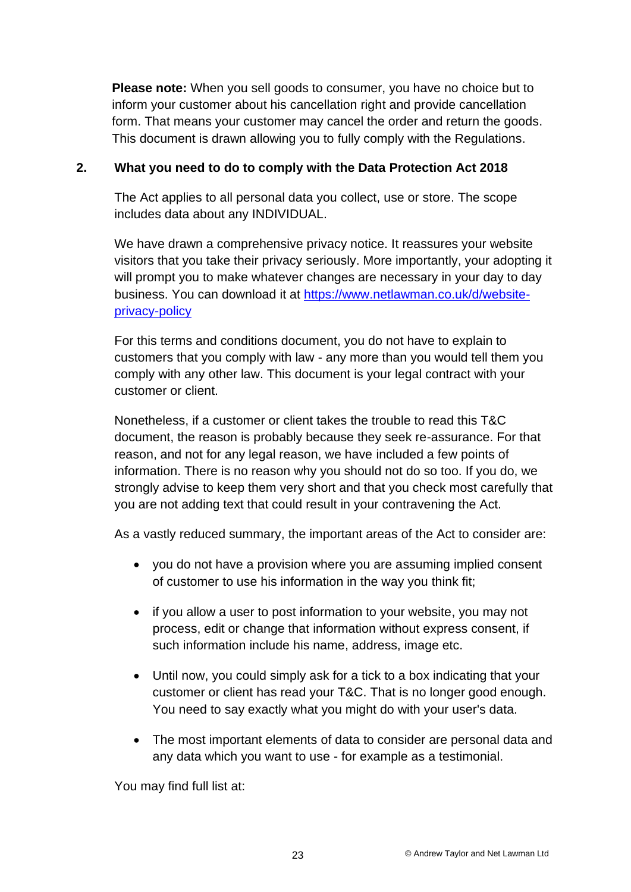**Please note:** When you sell goods to consumer, you have no choice but to inform your customer about his cancellation right and provide cancellation form. That means your customer may cancel the order and return the goods. This document is drawn allowing you to fully comply with the Regulations.

## 2. What you need to do to comply with the Data Protection Act 2018

The Act applies to all personal data you collect, use or store. The scope includes data about any INDIVIDUAL.

We have drawn a comprehensive privacy notice. It reassures your website visitors that you take their privacy seriously. More importantly, your adopting it will prompt you to make whatever changes are necessary in your day to day business. You can download it at [https://www.netlawman.co.uk/d/website-privacy-policy](https://www.netlawman.co.uk/d/website-privacy-policy)

For this terms and conditions document, you do not have to explain to customers that you comply with law - any more than you would tell them you comply with any other law. This document is your legal contract with your customer or client.

Nonetheless, if a customer or client takes the trouble to read this T&C document, the reason is probably because they seek re-assurance. For that reason, and not for any legal reason, we have included a few points of information. There is no reason why you should not do so too. If you do, we strongly advise to keep them very short and that you check most carefully that you are not adding text that could result in your contravening the Act.

As a vastly reduced summary, the important areas of the Act to consider are:

- you do not have a provision where you are assuming implied consent of customer to use his information in the way you think fit;
- if you allow a user to post information to your website, you may not process, edit or change that information without express consent, if such information include his name, address, image etc.
- Until now, you could simply ask for a tick to a box indicating that your customer or client has read your T&C. That is no longer good enough. You need to say exactly what you might do with your user's data.
- The most important elements of data to consider are personal data and any data which you want to use - for example as a testimonial.

You may find full list at: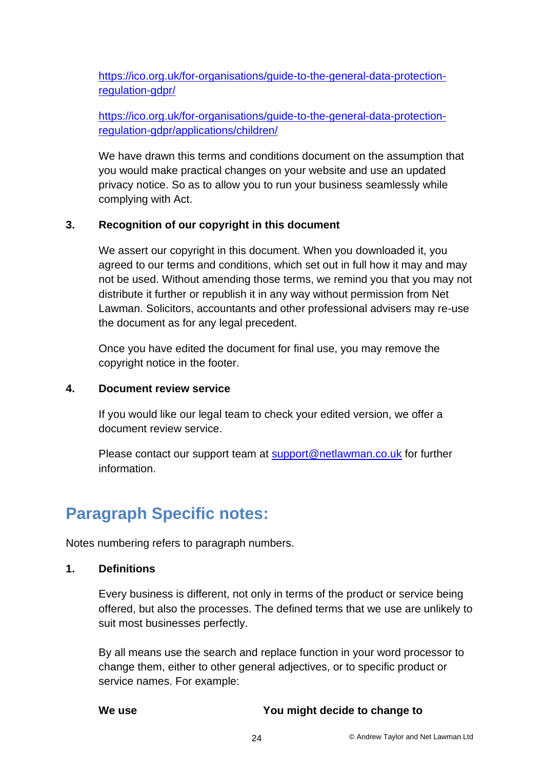https://ico.org.uk/for-organisations/guide-to-the-general-data-protection-regulation-gdpr/

https://ico.org.uk/for-organisations/guide-to-the-general-data-protection-regulation-gdpr/applications/children/

We have drawn this terms and conditions document on the assumption that you would make practical changes on your website and use an updated privacy notice. So as to allow you to run your business seamlessly while complying with Act.

**3. Recognition of our copyright in this document**

We assert our copyright in this document. When you downloaded it, you agreed to our terms and conditions, which set out in full how it may and may not be used. Without amending those terms, we remind you that you may not distribute it further or republish it in any way without permission from Net Lawman. Solicitors, accountants and other professional advisers may re-use the document as for any legal precedent.

Once you have edited the document for final use, you may remove the copyright notice in the footer.

**4. Document review service**

If you would like our legal team to check your edited version, we offer a document review service.

Please contact our support team at support@netlawman.co.uk for further information.

## Paragraph Specific notes:

Notes numbering refers to paragraph numbers.

**1. Definitions**

Every business is different, not only in terms of the product or service being offered, but also the processes. The defined terms that we use are unlikely to suit most businesses perfectly.

By all means use the search and replace function in your word processor to change them, either to other general adjectives, or to specific product or service names. For example:

| **We use** | **You might decide to change to** |
|---|---|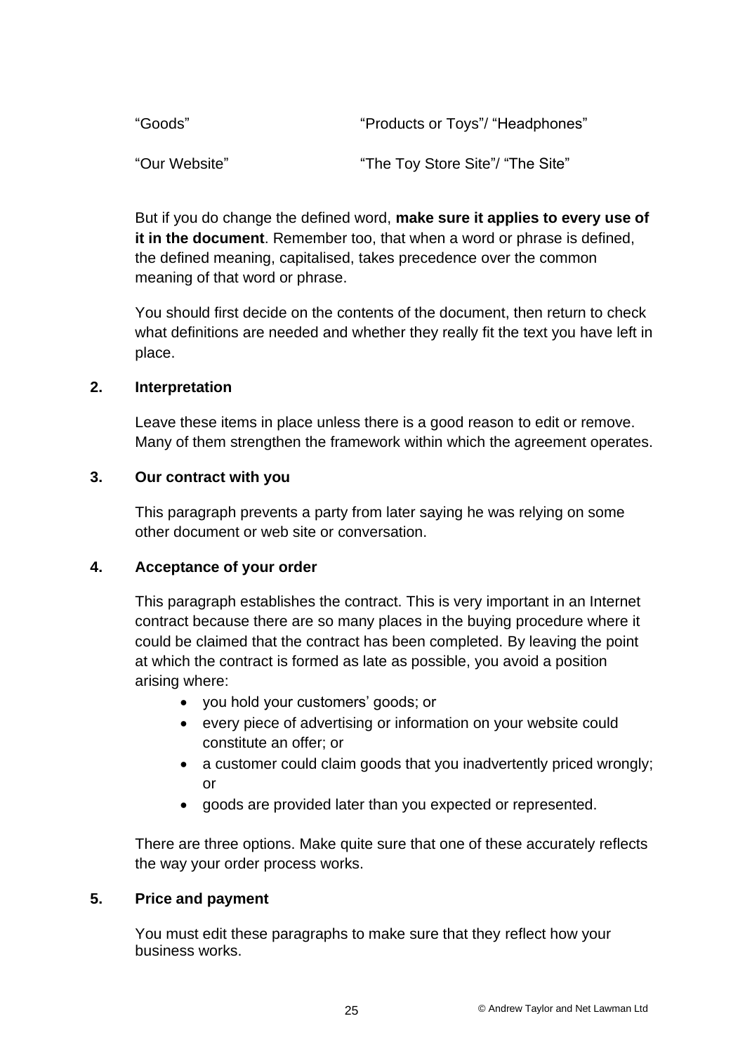| | |
|---|---|
| "Goods" | "Products or Toys"/ "Headphones" |
| "Our Website" | "The Toy Store Site"/ "The Site" |

But if you do change the defined word, **make sure it applies to every use of it in the document**. Remember too, that when a word or phrase is defined, the defined meaning, capitalised, takes precedence over the common meaning of that word or phrase.

You should first decide on the contents of the document, then return to check what definitions are needed and whether they really fit the text you have left in place.

## 2. Interpretation

Leave these items in place unless there is a good reason to edit or remove. Many of them strengthen the framework within which the agreement operates.

## 3. Our contract with you

This paragraph prevents a party from later saying he was relying on some other document or web site or conversation.

## 4. Acceptance of your order

This paragraph establishes the contract. This is very important in an Internet contract because there are so many places in the buying procedure where it could be claimed that the contract has been completed. By leaving the point at which the contract is formed as late as possible, you avoid a position arising where:

- you hold your customers' goods; or
- every piece of advertising or information on your website could constitute an offer; or
- a customer could claim goods that you inadvertently priced wrongly; or
- goods are provided later than you expected or represented.

There are three options. Make quite sure that one of these accurately reflects the way your order process works.

## 5. Price and payment

You must edit these paragraphs to make sure that they reflect how your business works.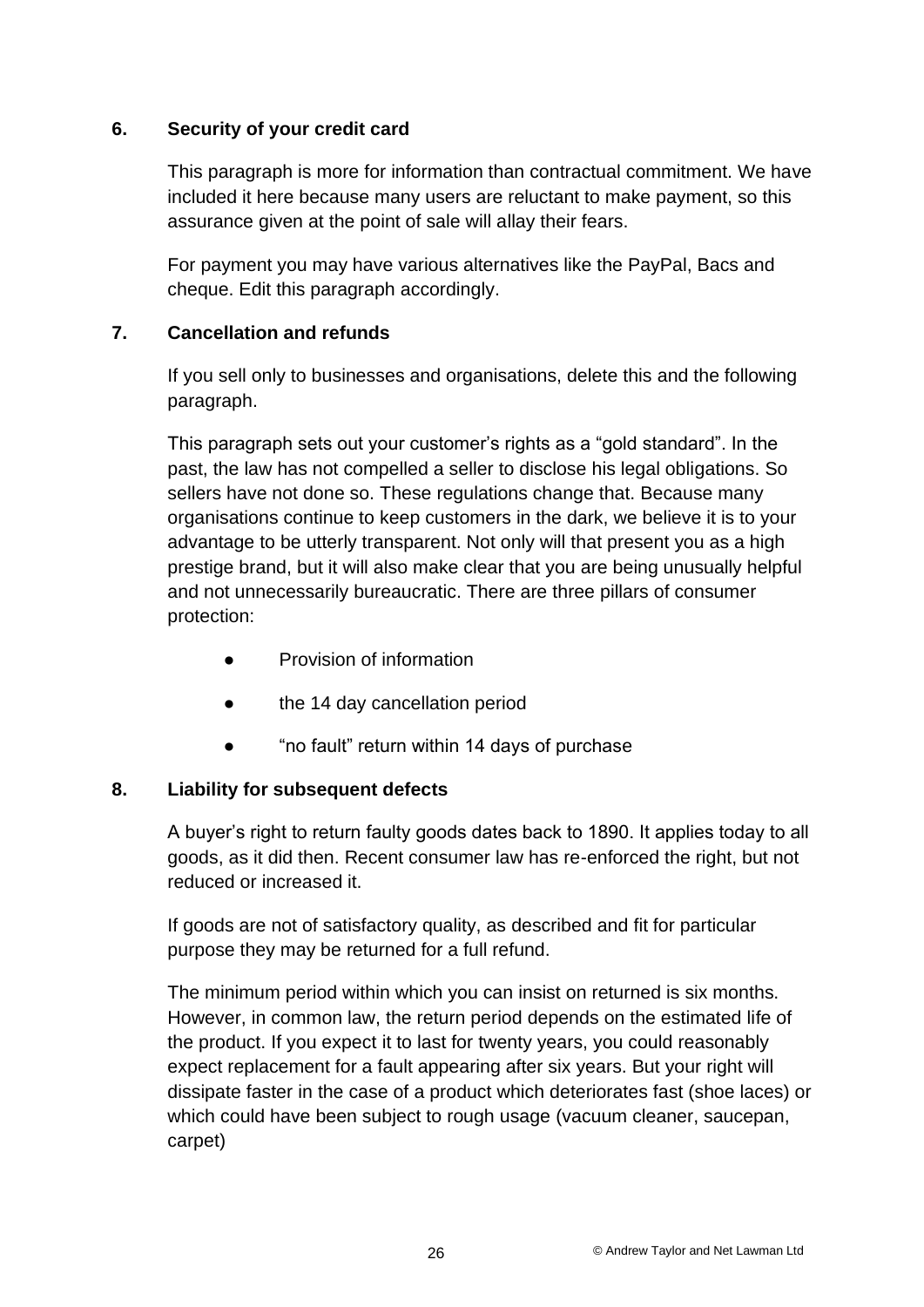## 6. Security of your credit card

This paragraph is more for information than contractual commitment. We have included it here because many users are reluctant to make payment, so this assurance given at the point of sale will allay their fears.

For payment you may have various alternatives like the PayPal, Bacs and cheque. Edit this paragraph accordingly.

## 7. Cancellation and refunds

If you sell only to businesses and organisations, delete this and the following paragraph.

This paragraph sets out your customer's rights as a "gold standard". In the past, the law has not compelled a seller to disclose his legal obligations. So sellers have not done so. These regulations change that. Because many organisations continue to keep customers in the dark, we believe it is to your advantage to be utterly transparent. Not only will that present you as a high prestige brand, but it will also make clear that you are being unusually helpful and not unnecessarily bureaucratic. There are three pillars of consumer protection:

- Provision of information
- the 14 day cancellation period
- "no fault" return within 14 days of purchase

## 8. Liability for subsequent defects

A buyer's right to return faulty goods dates back to 1890. It applies today to all goods, as it did then. Recent consumer law has re-enforced the right, but not reduced or increased it.

If goods are not of satisfactory quality, as described and fit for particular purpose they may be returned for a full refund.

The minimum period within which you can insist on returned is six months. However, in common law, the return period depends on the estimated life of the product. If you expect it to last for twenty years, you could reasonably expect replacement for a fault appearing after six years. But your right will dissipate faster in the case of a product which deteriorates fast (shoe laces) or which could have been subject to rough usage (vacuum cleaner, saucepan, carpet)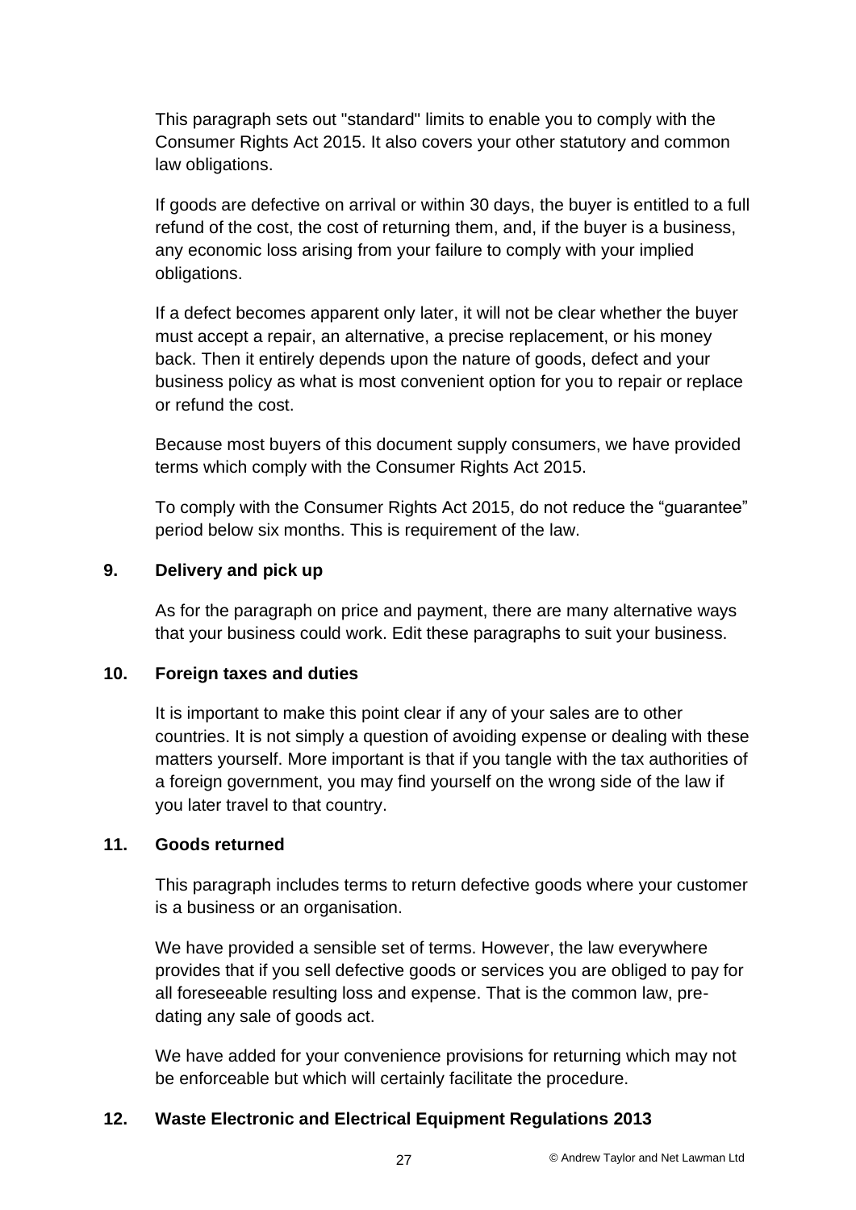This paragraph sets out "standard" limits to enable you to comply with the Consumer Rights Act 2015. It also covers your other statutory and common law obligations.

If goods are defective on arrival or within 30 days, the buyer is entitled to a full refund of the cost, the cost of returning them, and, if the buyer is a business, any economic loss arising from your failure to comply with your implied obligations.

If a defect becomes apparent only later, it will not be clear whether the buyer must accept a repair, an alternative, a precise replacement, or his money back. Then it entirely depends upon the nature of goods, defect and your business policy as what is most convenient option for you to repair or replace or refund the cost.

Because most buyers of this document supply consumers, we have provided terms which comply with the Consumer Rights Act 2015.

To comply with the Consumer Rights Act 2015, do not reduce the “guarantee” period below six months. This is requirement of the law.

**9. Delivery and pick up**

As for the paragraph on price and payment, there are many alternative ways that your business could work. Edit these paragraphs to suit your business.

**10. Foreign taxes and duties**

It is important to make this point clear if any of your sales are to other countries. It is not simply a question of avoiding expense or dealing with these matters yourself. More important is that if you tangle with the tax authorities of a foreign government, you may find yourself on the wrong side of the law if you later travel to that country.

**11. Goods returned**

This paragraph includes terms to return defective goods where your customer is a business or an organisation.

We have provided a sensible set of terms. However, the law everywhere provides that if you sell defective goods or services you are obliged to pay for all foreseeable resulting loss and expense. That is the common law, pre-dating any sale of goods act.

We have added for your convenience provisions for returning which may not be enforceable but which will certainly facilitate the procedure.

**12. Waste Electronic and Electrical Equipment Regulations 2013**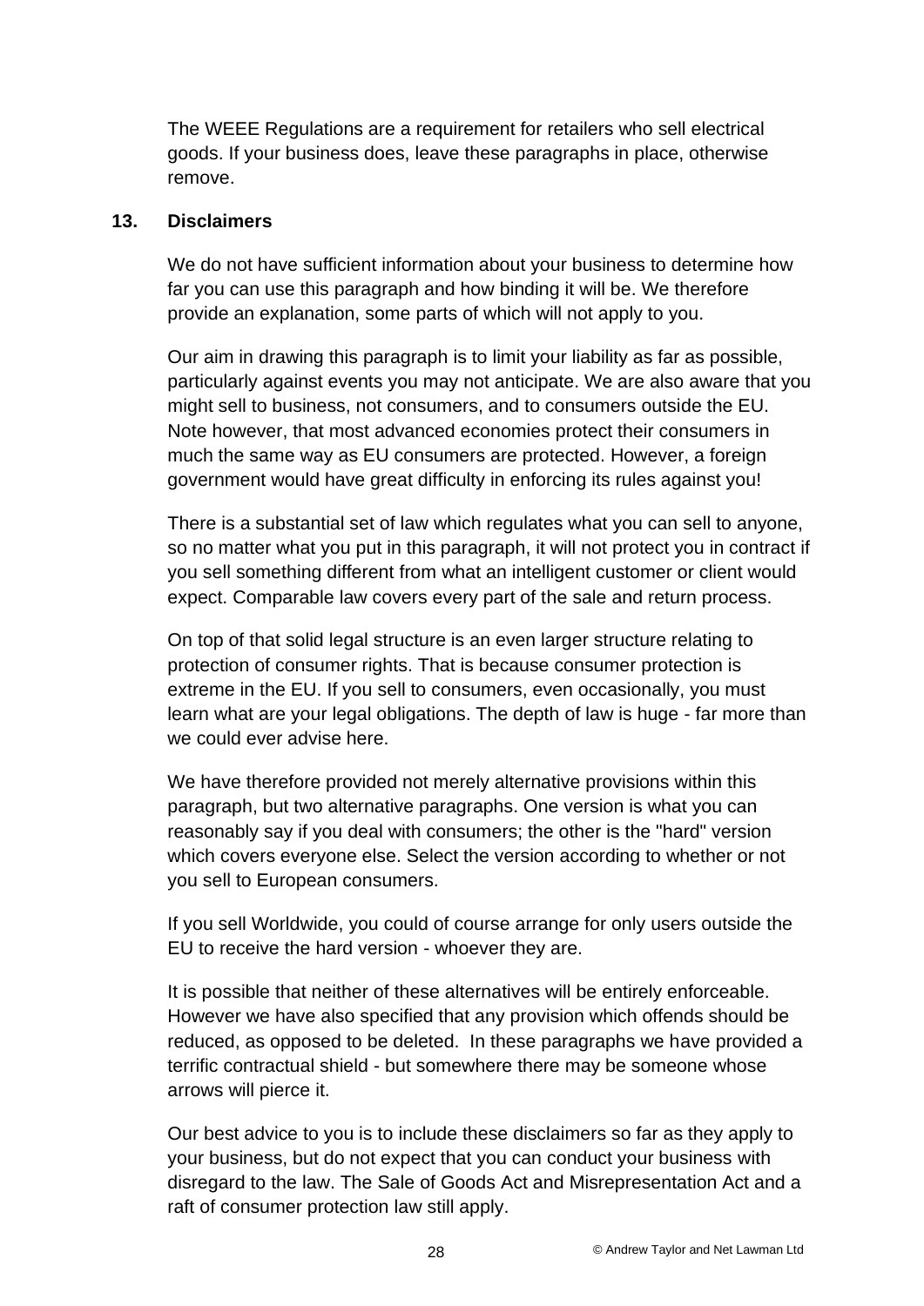The WEEE Regulations are a requirement for retailers who sell electrical goods. If your business does, leave these paragraphs in place, otherwise remove.

## 13. Disclaimers

We do not have sufficient information about your business to determine how far you can use this paragraph and how binding it will be. We therefore provide an explanation, some parts of which will not apply to you.

Our aim in drawing this paragraph is to limit your liability as far as possible, particularly against events you may not anticipate. We are also aware that you might sell to business, not consumers, and to consumers outside the EU. Note however, that most advanced economies protect their consumers in much the same way as EU consumers are protected. However, a foreign government would have great difficulty in enforcing its rules against you!

There is a substantial set of law which regulates what you can sell to anyone, so no matter what you put in this paragraph, it will not protect you in contract if you sell something different from what an intelligent customer or client would expect. Comparable law covers every part of the sale and return process.

On top of that solid legal structure is an even larger structure relating to protection of consumer rights. That is because consumer protection is extreme in the EU. If you sell to consumers, even occasionally, you must learn what are your legal obligations. The depth of law is huge - far more than we could ever advise here.

We have therefore provided not merely alternative provisions within this paragraph, but two alternative paragraphs. One version is what you can reasonably say if you deal with consumers; the other is the "hard" version which covers everyone else. Select the version according to whether or not you sell to European consumers.

If you sell Worldwide, you could of course arrange for only users outside the EU to receive the hard version - whoever they are.

It is possible that neither of these alternatives will be entirely enforceable. However we have also specified that any provision which offends should be reduced, as opposed to be deleted. In these paragraphs we have provided a terrific contractual shield - but somewhere there may be someone whose arrows will pierce it.

Our best advice to you is to include these disclaimers so far as they apply to your business, but do not expect that you can conduct your business with disregard to the law. The Sale of Goods Act and Misrepresentation Act and a raft of consumer protection law still apply.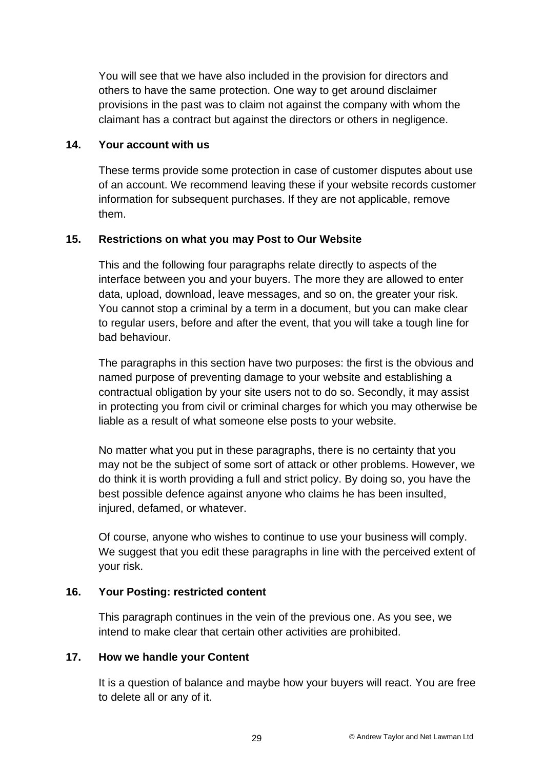You will see that we have also included in the provision for directors and others to have the same protection. One way to get around disclaimer provisions in the past was to claim not against the company with whom the claimant has a contract but against the directors or others in negligence.

### 14. Your account with us

These terms provide some protection in case of customer disputes about use of an account. We recommend leaving these if your website records customer information for subsequent purchases. If they are not applicable, remove them.

### 15. Restrictions on what you may Post to Our Website

This and the following four paragraphs relate directly to aspects of the interface between you and your buyers. The more they are allowed to enter data, upload, download, leave messages, and so on, the greater your risk. You cannot stop a criminal by a term in a document, but you can make clear to regular users, before and after the event, that you will take a tough line for bad behaviour.

The paragraphs in this section have two purposes: the first is the obvious and named purpose of preventing damage to your website and establishing a contractual obligation by your site users not to do so. Secondly, it may assist in protecting you from civil or criminal charges for which you may otherwise be liable as a result of what someone else posts to your website.

No matter what you put in these paragraphs, there is no certainty that you may not be the subject of some sort of attack or other problems. However, we do think it is worth providing a full and strict policy. By doing so, you have the best possible defence against anyone who claims he has been insulted, injured, defamed, or whatever.

Of course, anyone who wishes to continue to use your business will comply. We suggest that you edit these paragraphs in line with the perceived extent of your risk.

### 16. Your Posting: restricted content

This paragraph continues in the vein of the previous one. As you see, we intend to make clear that certain other activities are prohibited.

### 17. How we handle your Content

It is a question of balance and maybe how your buyers will react. You are free to delete all or any of it.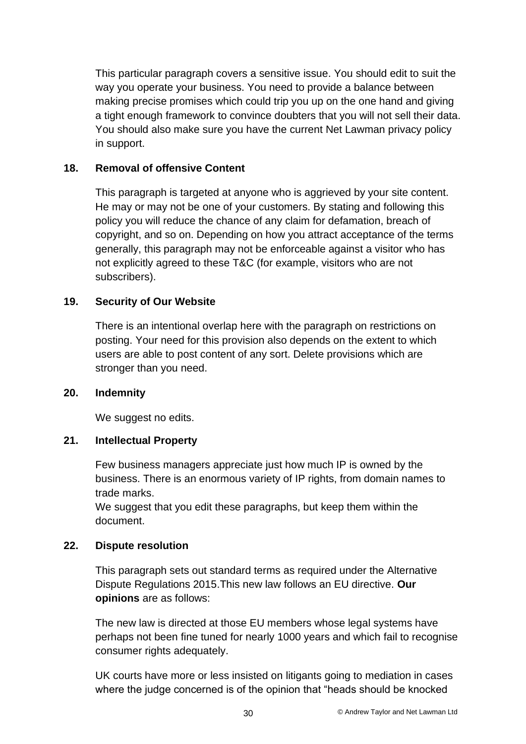This particular paragraph covers a sensitive issue. You should edit to suit the way you operate your business. You need to provide a balance between making precise promises which could trip you up on the one hand and giving a tight enough framework to convince doubters that you will not sell their data. You should also make sure you have the current Net Lawman privacy policy in support.

### 18. Removal of offensive Content

This paragraph is targeted at anyone who is aggrieved by your site content. He may or may not be one of your customers. By stating and following this policy you will reduce the chance of any claim for defamation, breach of copyright, and so on. Depending on how you attract acceptance of the terms generally, this paragraph may not be enforceable against a visitor who has not explicitly agreed to these T&C (for example, visitors who are not subscribers).

### 19. Security of Our Website

There is an intentional overlap here with the paragraph on restrictions on posting. Your need for this provision also depends on the extent to which users are able to post content of any sort. Delete provisions which are stronger than you need.

### 20. Indemnity

We suggest no edits.

### 21. Intellectual Property

Few business managers appreciate just how much IP is owned by the business. There is an enormous variety of IP rights, from domain names to trade marks.
We suggest that you edit these paragraphs, but keep them within the document.

### 22. Dispute resolution

This paragraph sets out standard terms as required under the Alternative Dispute Regulations 2015.This new law follows an EU directive. **Our opinions** are as follows:

The new law is directed at those EU members whose legal systems have perhaps not been fine tuned for nearly 1000 years and which fail to recognise consumer rights adequately.

UK courts have more or less insisted on litigants going to mediation in cases where the judge concerned is of the opinion that "heads should be knocked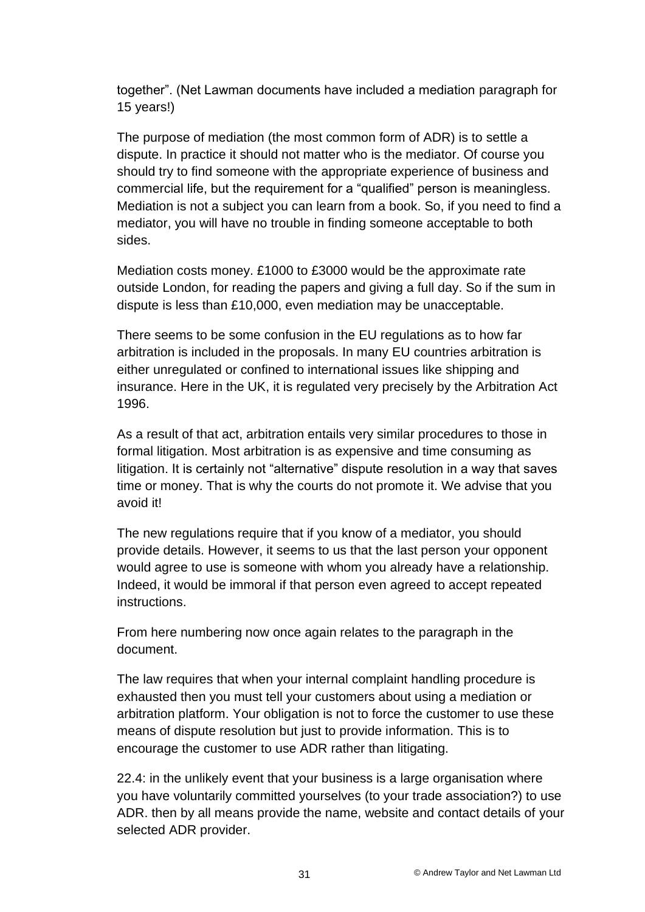together". (Net Lawman documents have included a mediation paragraph for 15 years!)

The purpose of mediation (the most common form of ADR) is to settle a dispute. In practice it should not matter who is the mediator. Of course you should try to find someone with the appropriate experience of business and commercial life, but the requirement for a "qualified" person is meaningless. Mediation is not a subject you can learn from a book. So, if you need to find a mediator, you will have no trouble in finding someone acceptable to both sides.

Mediation costs money. £1000 to £3000 would be the approximate rate outside London, for reading the papers and giving a full day. So if the sum in dispute is less than £10,000, even mediation may be unacceptable.

There seems to be some confusion in the EU regulations as to how far arbitration is included in the proposals. In many EU countries arbitration is either unregulated or confined to international issues like shipping and insurance. Here in the UK, it is regulated very precisely by the Arbitration Act 1996.

As a result of that act, arbitration entails very similar procedures to those in formal litigation. Most arbitration is as expensive and time consuming as litigation. It is certainly not "alternative" dispute resolution in a way that saves time or money. That is why the courts do not promote it. We advise that you avoid it!

The new regulations require that if you know of a mediator, you should provide details. However, it seems to us that the last person your opponent would agree to use is someone with whom you already have a relationship. Indeed, it would be immoral if that person even agreed to accept repeated instructions.

From here numbering now once again relates to the paragraph in the document.

The law requires that when your internal complaint handling procedure is exhausted then you must tell your customers about using a mediation or arbitration platform. Your obligation is not to force the customer to use these means of dispute resolution but just to provide information. This is to encourage the customer to use ADR rather than litigating.

22.4: in the unlikely event that your business is a large organisation where you have voluntarily committed yourselves (to your trade association?) to use ADR. then by all means provide the name, website and contact details of your selected ADR provider.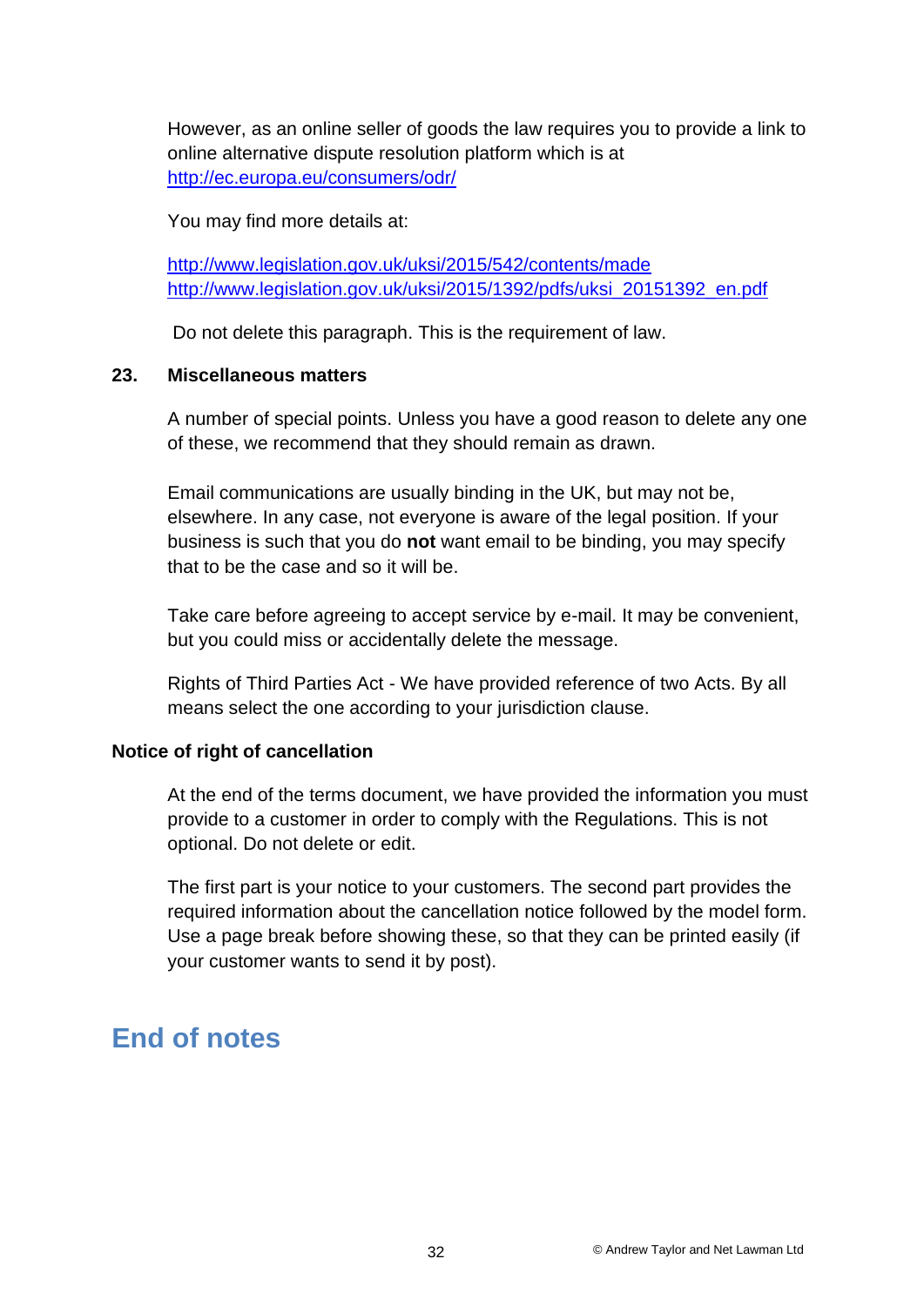However, as an online seller of goods the law requires you to provide a link to online alternative dispute resolution platform which is at http://ec.europa.eu/consumers/odr/

You may find more details at:

http://www.legislation.gov.uk/uksi/2015/542/contents/made
http://www.legislation.gov.uk/uksi/2015/1392/pdfs/uksi_20151392_en.pdf

Do not delete this paragraph. This is the requirement of law.

**23. Miscellaneous matters**

A number of special points. Unless you have a good reason to delete any one of these, we recommend that they should remain as drawn.

Email communications are usually binding in the UK, but may not be, elsewhere. In any case, not everyone is aware of the legal position. If your business is such that you do **not** want email to be binding, you may specify that to be the case and so it will be.

Take care before agreeing to accept service by e-mail. It may be convenient, but you could miss or accidentally delete the message.

Rights of Third Parties Act - We have provided reference of two Acts. By all means select the one according to your jurisdiction clause.

**Notice of right of cancellation**

At the end of the terms document, we have provided the information you must provide to a customer in order to comply with the Regulations. This is not optional. Do not delete or edit.

The first part is your notice to your customers. The second part provides the required information about the cancellation notice followed by the model form. Use a page break before showing these, so that they can be printed easily (if your customer wants to send it by post).

## End of notes

© Andrew Taylor and Net Lawman Ltd